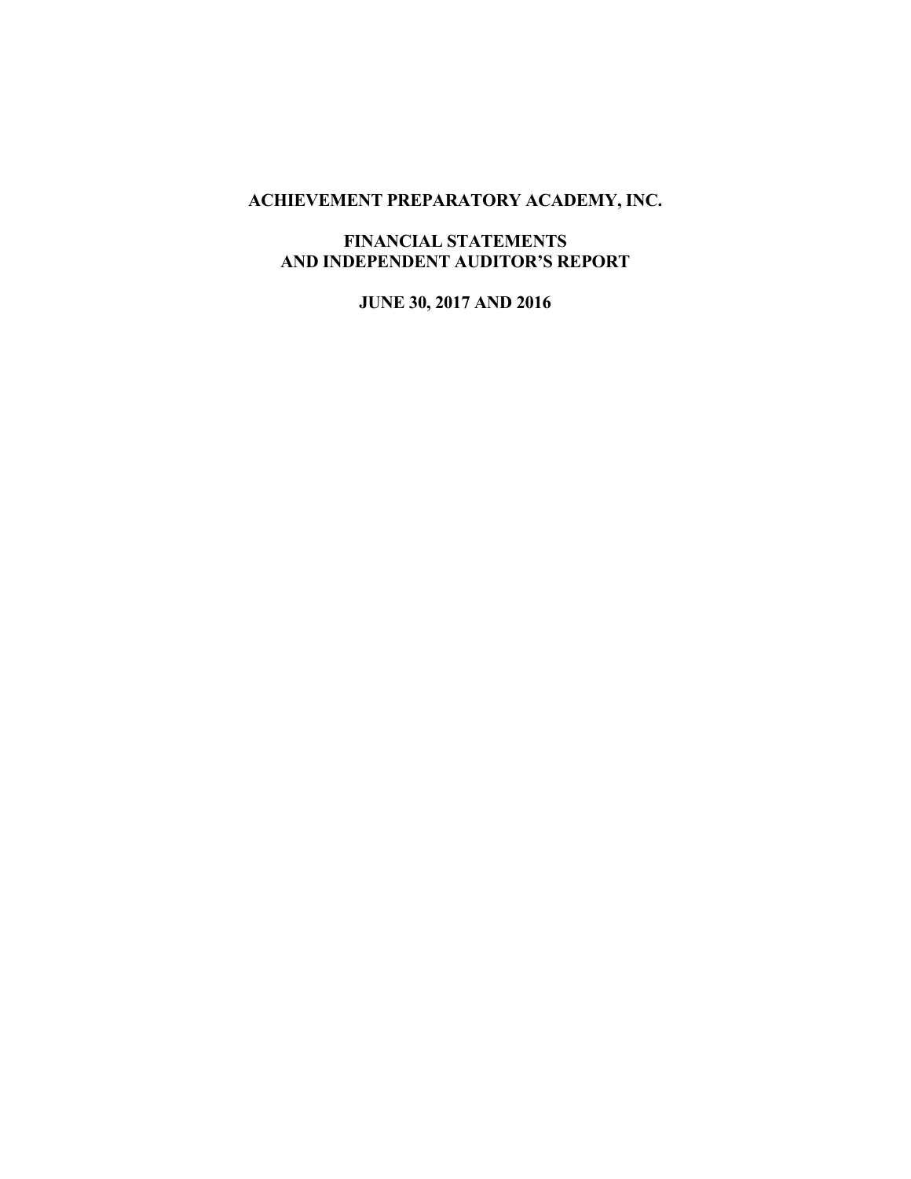# ACHIEVEMENT PREPARATORY ACADEMY, INC.

## FINANCIAL STATEMENTS AND INDEPENDENT AUDITOR'S REPORT

### JUNE 30, 2017 AND 2016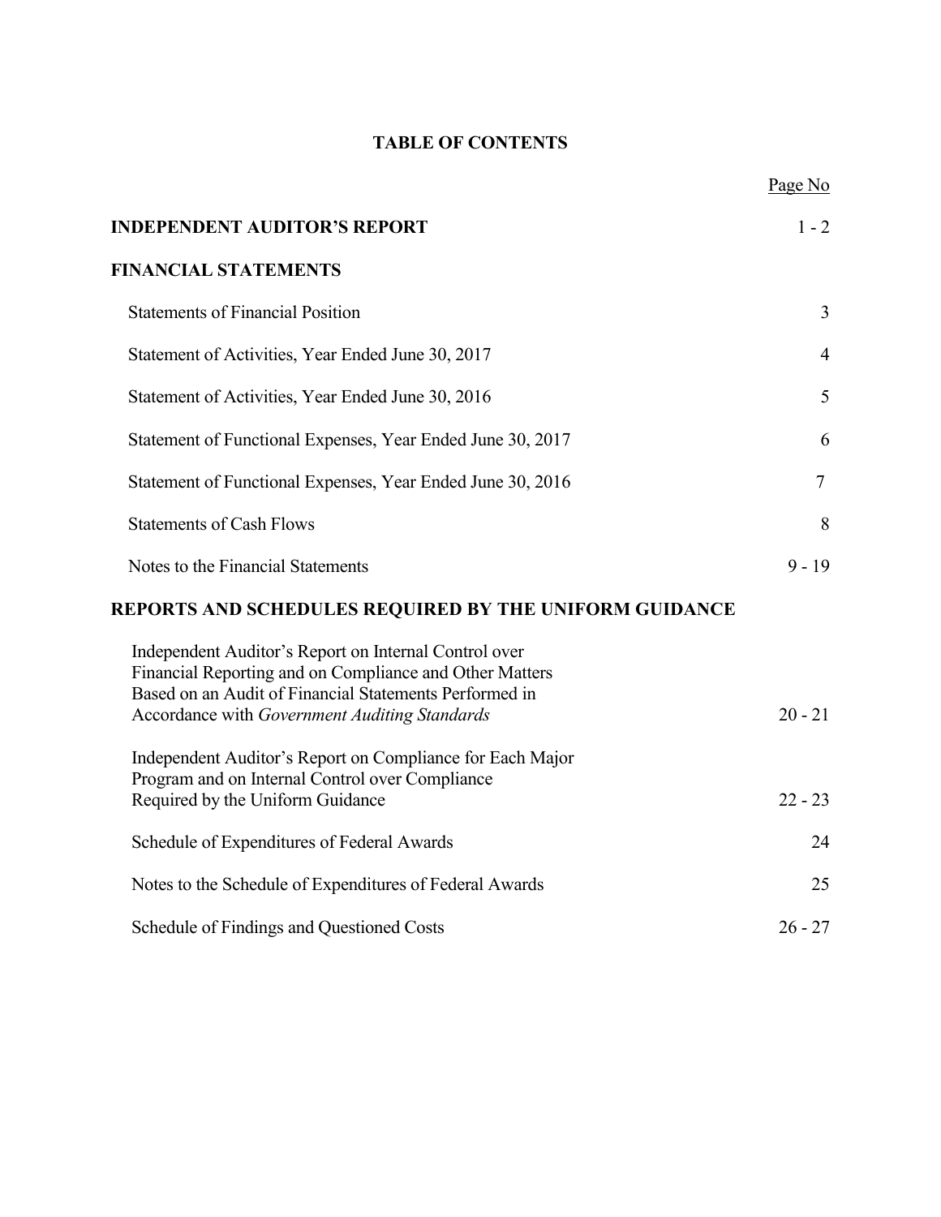# TABLE OF CONTENTS

| | Page No |
|---|---|
| **INDEPENDENT AUDITOR'S REPORT** | 1 - 2 |
| **FINANCIAL STATEMENTS** | |
| Statements of Financial Position | 3 |
| Statement of Activities, Year Ended June 30, 2017 | 4 |
| Statement of Activities, Year Ended June 30, 2016 | 5 |
| Statement of Functional Expenses, Year Ended June 30, 2017 | 6 |
| Statement of Functional Expenses, Year Ended June 30, 2016 | 7 |
| Statements of Cash Flows | 8 |
| Notes to the Financial Statements | 9 - 19 |
| **REPORTS AND SCHEDULES REQUIRED BY THE UNIFORM GUIDANCE** | |
| Independent Auditor's Report on Internal Control over Financial Reporting and on Compliance and Other Matters Based on an Audit of Financial Statements Performed in Accordance with *Government Auditing Standards* | 20 - 21 |
| Independent Auditor's Report on Compliance for Each Major Program and on Internal Control over Compliance Required by the Uniform Guidance | 22 - 23 |
| Schedule of Expenditures of Federal Awards | 24 |
| Notes to the Schedule of Expenditures of Federal Awards | 25 |
| Schedule of Findings and Questioned Costs | 26 - 27 |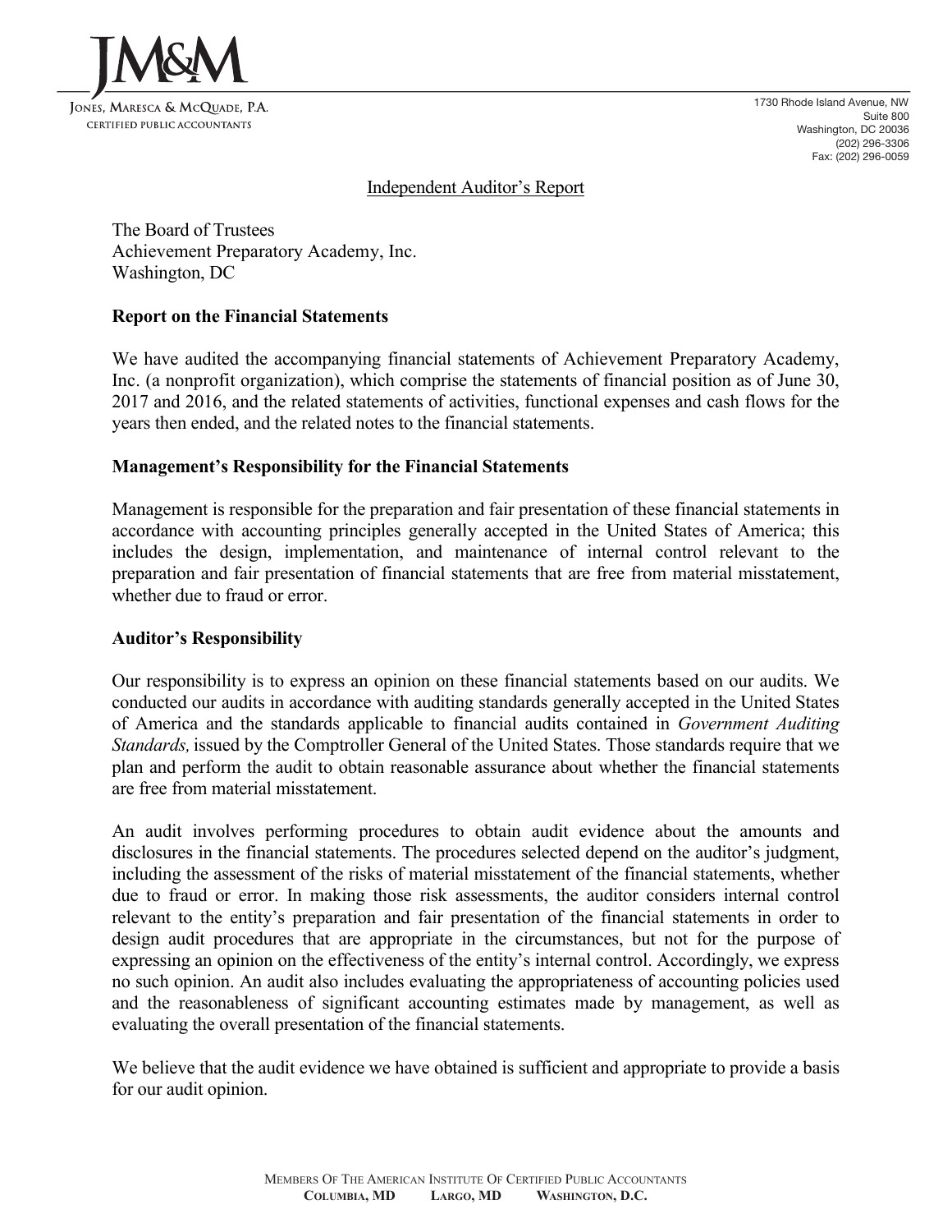JM&M

JONES, MARESCA & MCQUADE, P.A.
CERTIFIED PUBLIC ACCOUNTANTS

1730 Rhode Island Avenue, NW
Suite 800
Washington, DC 20036
(202) 296-3306
Fax: (202) 296-0059

# Independent Auditor's Report

The Board of Trustees
Achievement Preparatory Academy, Inc.
Washington, DC

## Report on the Financial Statements

We have audited the accompanying financial statements of Achievement Preparatory Academy, Inc. (a nonprofit organization), which comprise the statements of financial position as of June 30, 2017 and 2016, and the related statements of activities, functional expenses and cash flows for the years then ended, and the related notes to the financial statements.

## Management's Responsibility for the Financial Statements

Management is responsible for the preparation and fair presentation of these financial statements in accordance with accounting principles generally accepted in the United States of America; this includes the design, implementation, and maintenance of internal control relevant to the preparation and fair presentation of financial statements that are free from material misstatement, whether due to fraud or error.

## Auditor's Responsibility

Our responsibility is to express an opinion on these financial statements based on our audits. We conducted our audits in accordance with auditing standards generally accepted in the United States of America and the standards applicable to financial audits contained in *Government Auditing Standards,* issued by the Comptroller General of the United States. Those standards require that we plan and perform the audit to obtain reasonable assurance about whether the financial statements are free from material misstatement.

An audit involves performing procedures to obtain audit evidence about the amounts and disclosures in the financial statements. The procedures selected depend on the auditor's judgment, including the assessment of the risks of material misstatement of the financial statements, whether due to fraud or error. In making those risk assessments, the auditor considers internal control relevant to the entity's preparation and fair presentation of the financial statements in order to design audit procedures that are appropriate in the circumstances, but not for the purpose of expressing an opinion on the effectiveness of the entity's internal control. Accordingly, we express no such opinion. An audit also includes evaluating the appropriateness of accounting policies used and the reasonableness of significant accounting estimates made by management, as well as evaluating the overall presentation of the financial statements.

We believe that the audit evidence we have obtained is sufficient and appropriate to provide a basis for our audit opinion.

MEMBERS OF THE AMERICAN INSTITUTE OF CERTIFIED PUBLIC ACCOUNTANTS
**COLUMBIA, MD LARGO, MD WASHINGTON, D.C.**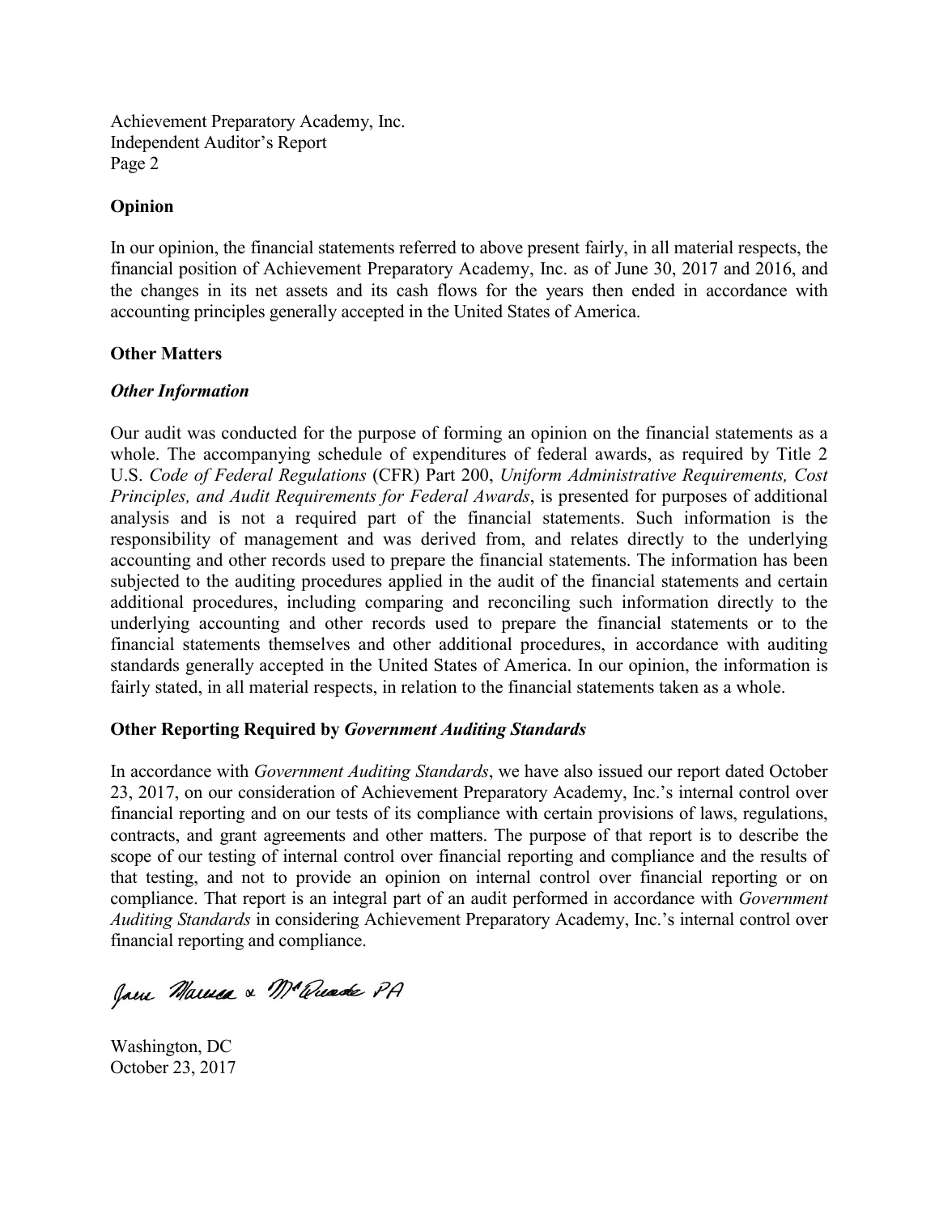## Opinion

In our opinion, the financial statements referred to above present fairly, in all material respects, the financial position of Achievement Preparatory Academy, Inc. as of June 30, 2017 and 2016, and the changes in its net assets and its cash flows for the years then ended in accordance with accounting principles generally accepted in the United States of America.

## Other Matters

### *Other Information*

Our audit was conducted for the purpose of forming an opinion on the financial statements as a whole. The accompanying schedule of expenditures of federal awards, as required by Title 2 U.S. *Code of Federal Regulations* (CFR) Part 200, *Uniform Administrative Requirements, Cost Principles, and Audit Requirements for Federal Awards*, is presented for purposes of additional analysis and is not a required part of the financial statements. Such information is the responsibility of management and was derived from, and relates directly to the underlying accounting and other records used to prepare the financial statements. The information has been subjected to the auditing procedures applied in the audit of the financial statements and certain additional procedures, including comparing and reconciling such information directly to the underlying accounting and other records used to prepare the financial statements or to the financial statements themselves and other additional procedures, in accordance with auditing standards generally accepted in the United States of America. In our opinion, the information is fairly stated, in all material respects, in relation to the financial statements taken as a whole.

## Other Reporting Required by *Government Auditing Standards*

In accordance with *Government Auditing Standards*, we have also issued our report dated October 23, 2017, on our consideration of Achievement Preparatory Academy, Inc.'s internal control over financial reporting and on our tests of its compliance with certain provisions of laws, regulations, contracts, and grant agreements and other matters. The purpose of that report is to describe the scope of our testing of internal control over financial reporting and compliance and the results of that testing, and not to provide an opinion on internal control over financial reporting or on compliance. That report is an integral part of an audit performed in accordance with *Government Auditing Standards* in considering Achievement Preparatory Academy, Inc.'s internal control over financial reporting and compliance.

Jane Marcus & McQuade PA

Washington, DC
October 23, 2017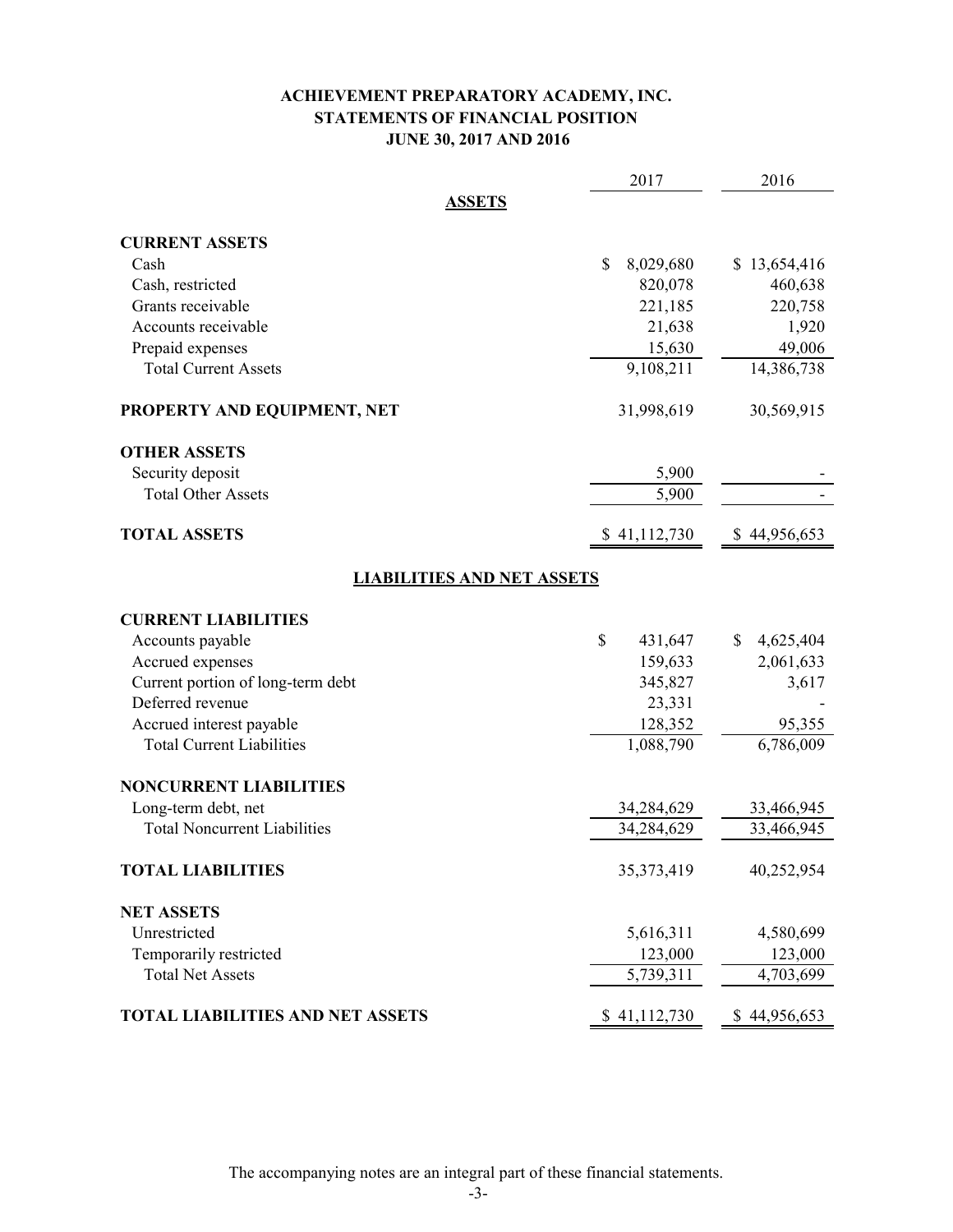# ACHIEVEMENT PREPARATORY ACADEMY, INC.
## STATEMENTS OF FINANCIAL POSITION
### JUNE 30, 2017 AND 2016

| | 2017 | 2016 |
|---|---|---|
| **ASSETS** | | |
| **CURRENT ASSETS** | | |
| Cash | $ 8,029,680 | $ 13,654,416 |
| Cash, restricted | 820,078 | 460,638 |
| Grants receivable | 221,185 | 220,758 |
| Accounts receivable | 21,638 | 1,920 |
| Prepaid expenses | 15,630 | 49,006 |
| Total Current Assets | 9,108,211 | 14,386,738 |
| **PROPERTY AND EQUIPMENT, NET** | 31,998,619 | 30,569,915 |
| **OTHER ASSETS** | | |
| Security deposit | 5,900 | - |
| Total Other Assets | 5,900 | - |
| **TOTAL ASSETS** | $ 41,112,730 | $ 44,956,653 |
| **LIABILITIES AND NET ASSETS** | | |
| **CURRENT LIABILITIES** | | |
| Accounts payable | $ 431,647 | $ 4,625,404 |
| Accrued expenses | 159,633 | 2,061,633 |
| Current portion of long-term debt | 345,827 | 3,617 |
| Deferred revenue | 23,331 | - |
| Accrued interest payable | 128,352 | 95,355 |
| Total Current Liabilities | 1,088,790 | 6,786,009 |
| **NONCURRENT LIABILITIES** | | |
| Long-term debt, net | 34,284,629 | 33,466,945 |
| Total Noncurrent Liabilities | 34,284,629 | 33,466,945 |
| **TOTAL LIABILITIES** | 35,373,419 | 40,252,954 |
| **NET ASSETS** | | |
| Unrestricted | 5,616,311 | 4,580,699 |
| Temporarily restricted | 123,000 | 123,000 |
| Total Net Assets | 5,739,311 | 4,703,699 |
| **TOTAL LIABILITIES AND NET ASSETS** | $ 41,112,730 | $ 44,956,653 |

The accompanying notes are an integral part of these financial statements.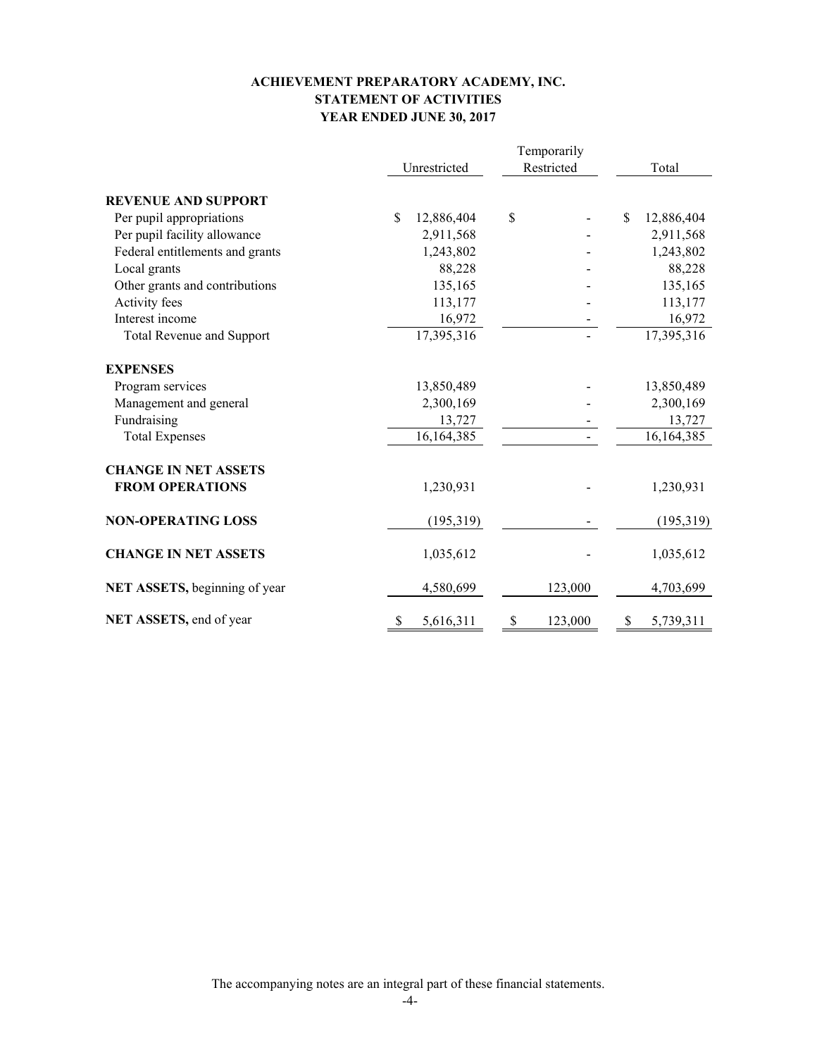# ACHIEVEMENT PREPARATORY ACADEMY, INC.
## STATEMENT OF ACTIVITIES
### YEAR ENDED JUNE 30, 2017

| | Unrestricted | Temporarily Restricted | Total |
|---|---|---|---|
| **REVENUE AND SUPPORT** | | | |
| Per pupil appropriations | $ 12,886,404 | $ - | $ 12,886,404 |
| Per pupil facility allowance | 2,911,568 | - | 2,911,568 |
| Federal entitlements and grants | 1,243,802 | - | 1,243,802 |
| Local grants | 88,228 | - | 88,228 |
| Other grants and contributions | 135,165 | - | 135,165 |
| Activity fees | 113,177 | - | 113,177 |
| Interest income | 16,972 | - | 16,972 |
| Total Revenue and Support | 17,395,316 | - | 17,395,316 |
| **EXPENSES** | | | |
| Program services | 13,850,489 | - | 13,850,489 |
| Management and general | 2,300,169 | - | 2,300,169 |
| Fundraising | 13,727 | - | 13,727 |
| Total Expenses | 16,164,385 | - | 16,164,385 |
| **CHANGE IN NET ASSETS FROM OPERATIONS** | 1,230,931 | - | 1,230,931 |
| **NON-OPERATING LOSS** | (195,319) | - | (195,319) |
| **CHANGE IN NET ASSETS** | 1,035,612 | - | 1,035,612 |
| **NET ASSETS,** beginning of year | 4,580,699 | 123,000 | 4,703,699 |
| **NET ASSETS,** end of year | $ 5,616,311 | $ 123,000 | $ 5,739,311 |

The accompanying notes are an integral part of these financial statements.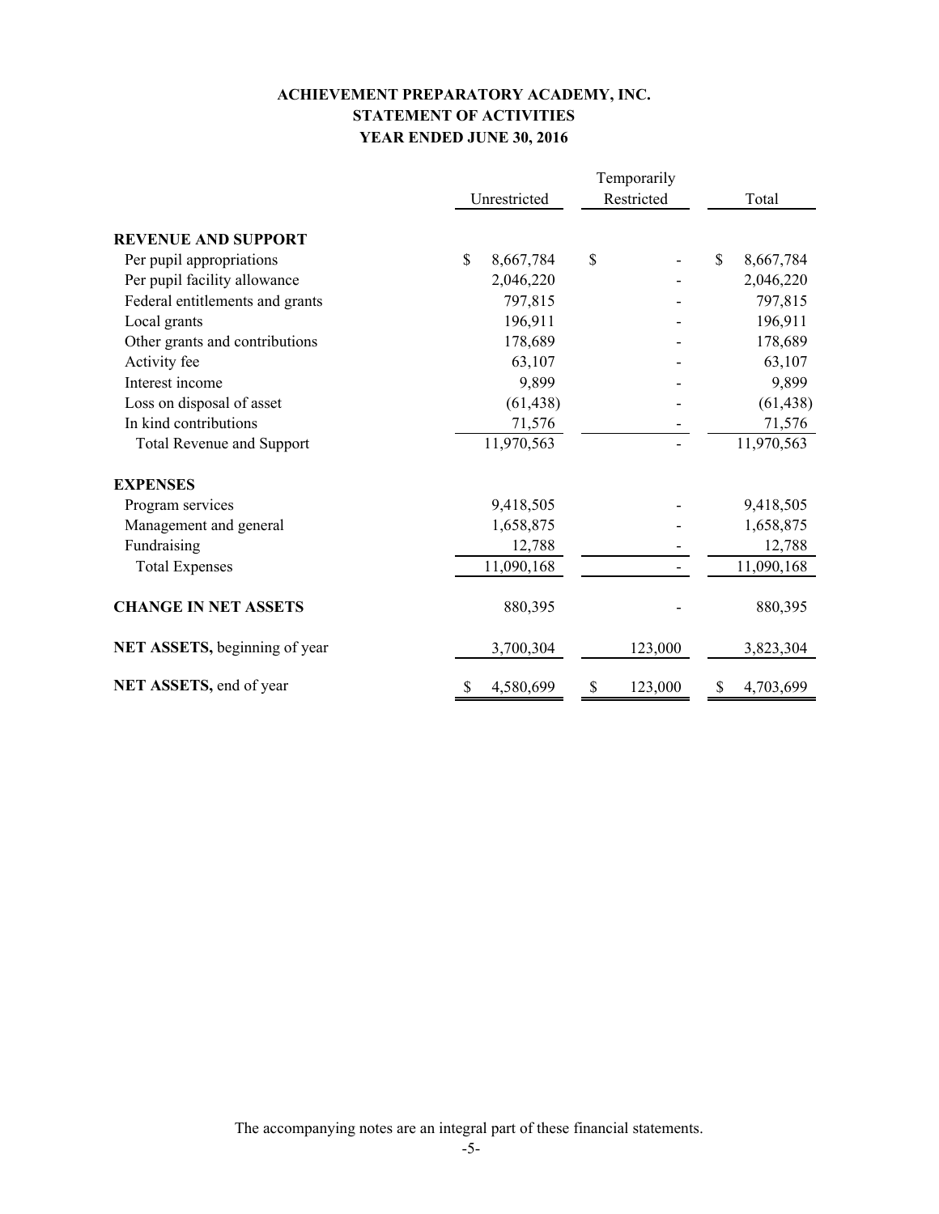# ACHIEVEMENT PREPARATORY ACADEMY, INC.
## STATEMENT OF ACTIVITIES
## YEAR ENDED JUNE 30, 2016

| | Unrestricted | Temporarily Restricted | Total |
|---|---|---|---|
| **REVENUE AND SUPPORT** | | | |
| Per pupil appropriations | $ 8,667,784 | $ - | $ 8,667,784 |
| Per pupil facility allowance | 2,046,220 | - | 2,046,220 |
| Federal entitlements and grants | 797,815 | - | 797,815 |
| Local grants | 196,911 | - | 196,911 |
| Other grants and contributions | 178,689 | - | 178,689 |
| Activity fee | 63,107 | - | 63,107 |
| Interest income | 9,899 | - | 9,899 |
| Loss on disposal of asset | (61,438) | - | (61,438) |
| In kind contributions | 71,576 | - | 71,576 |
| Total Revenue and Support | 11,970,563 | - | 11,970,563 |
| **EXPENSES** | | | |
| Program services | 9,418,505 | - | 9,418,505 |
| Management and general | 1,658,875 | - | 1,658,875 |
| Fundraising | 12,788 | - | 12,788 |
| Total Expenses | 11,090,168 | - | 11,090,168 |
| **CHANGE IN NET ASSETS** | 880,395 | - | 880,395 |
| **NET ASSETS,** beginning of year | 3,700,304 | 123,000 | 3,823,304 |
| **NET ASSETS,** end of year | $ 4,580,699 | $ 123,000 | $ 4,703,699 |

The accompanying notes are an integral part of these financial statements.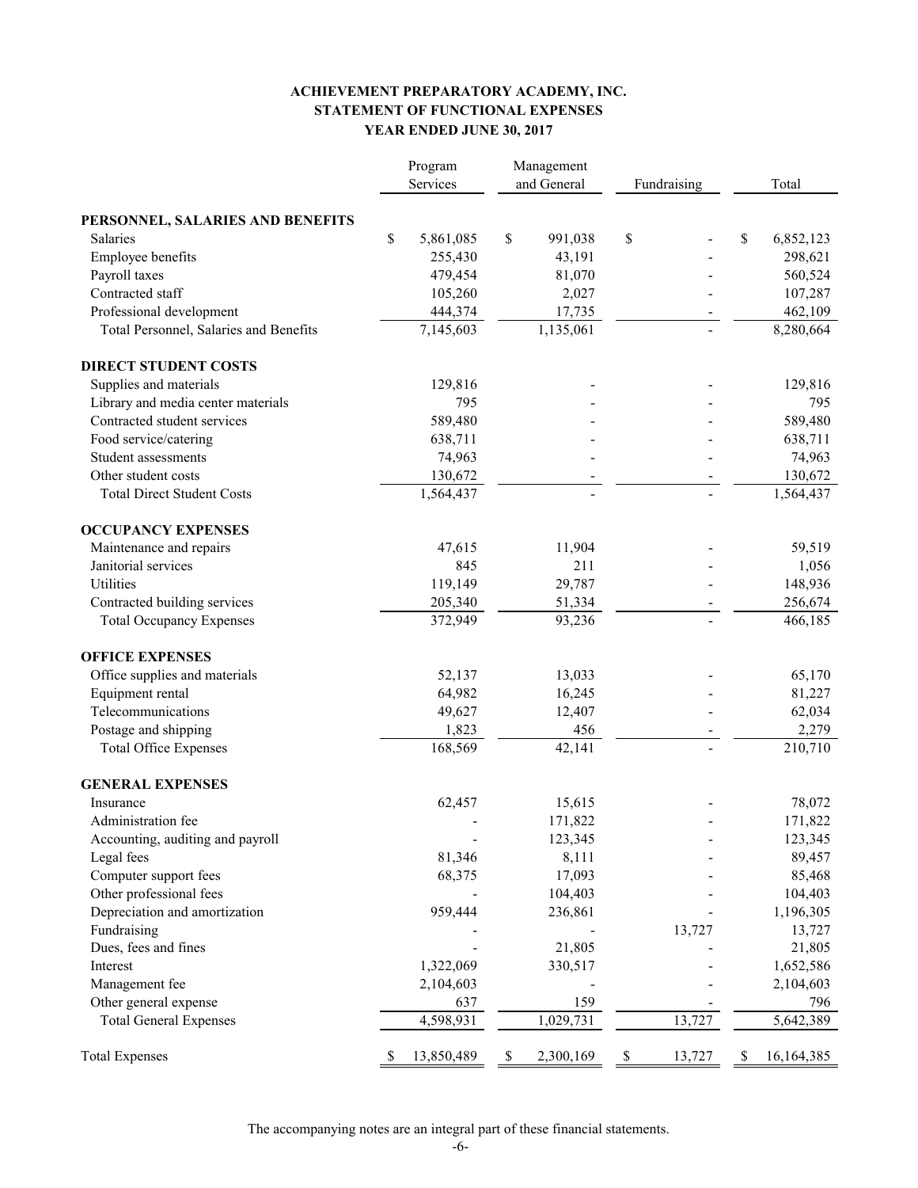# ACHIEVEMENT PREPARATORY ACADEMY, INC.
## STATEMENT OF FUNCTIONAL EXPENSES
### YEAR ENDED JUNE 30, 2017

| | Program Services | Management and General | Fundraising | Total |
|---|---|---|---|---|
| **PERSONNEL, SALARIES AND BENEFITS** | | | | |
| Salaries | $ 5,861,085 | $ 991,038 | $ - | $ 6,852,123 |
| Employee benefits | 255,430 | 43,191 | - | 298,621 |
| Payroll taxes | 479,454 | 81,070 | - | 560,524 |
| Contracted staff | 105,260 | 2,027 | - | 107,287 |
| Professional development | 444,374 | 17,735 | - | 462,109 |
| Total Personnel, Salaries and Benefits | 7,145,603 | 1,135,061 | - | 8,280,664 |
| **DIRECT STUDENT COSTS** | | | | |
| Supplies and materials | 129,816 | - | - | 129,816 |
| Library and media center materials | 795 | - | - | 795 |
| Contracted student services | 589,480 | - | - | 589,480 |
| Food service/catering | 638,711 | - | - | 638,711 |
| Student assessments | 74,963 | - | - | 74,963 |
| Other student costs | 130,672 | - | - | 130,672 |
| Total Direct Student Costs | 1,564,437 | - | - | 1,564,437 |
| **OCCUPANCY EXPENSES** | | | | |
| Maintenance and repairs | 47,615 | 11,904 | - | 59,519 |
| Janitorial services | 845 | 211 | - | 1,056 |
| Utilities | 119,149 | 29,787 | - | 148,936 |
| Contracted building services | 205,340 | 51,334 | - | 256,674 |
| Total Occupancy Expenses | 372,949 | 93,236 | - | 466,185 |
| **OFFICE EXPENSES** | | | | |
| Office supplies and materials | 52,137 | 13,033 | - | 65,170 |
| Equipment rental | 64,982 | 16,245 | - | 81,227 |
| Telecommunications | 49,627 | 12,407 | - | 62,034 |
| Postage and shipping | 1,823 | 456 | - | 2,279 |
| Total Office Expenses | 168,569 | 42,141 | - | 210,710 |
| **GENERAL EXPENSES** | | | | |
| Insurance | 62,457 | 15,615 | - | 78,072 |
| Administration fee | - | 171,822 | - | 171,822 |
| Accounting, auditing and payroll | - | 123,345 | - | 123,345 |
| Legal fees | 81,346 | 8,111 | - | 89,457 |
| Computer support fees | 68,375 | 17,093 | - | 85,468 |
| Other professional fees | - | 104,403 | - | 104,403 |
| Depreciation and amortization | 959,444 | 236,861 | - | 1,196,305 |
| Fundraising | - | - | 13,727 | 13,727 |
| Dues, fees and fines | - | 21,805 | - | 21,805 |
| Interest | 1,322,069 | 330,517 | - | 1,652,586 |
| Management fee | 2,104,603 | - | - | 2,104,603 |
| Other general expense | 637 | 159 | - | 796 |
| Total General Expenses | 4,598,931 | 1,029,731 | 13,727 | 5,642,389 |
| Total Expenses | $ 13,850,489 | $ 2,300,169 | $ 13,727 | $ 16,164,385 |

The accompanying notes are an integral part of these financial statements.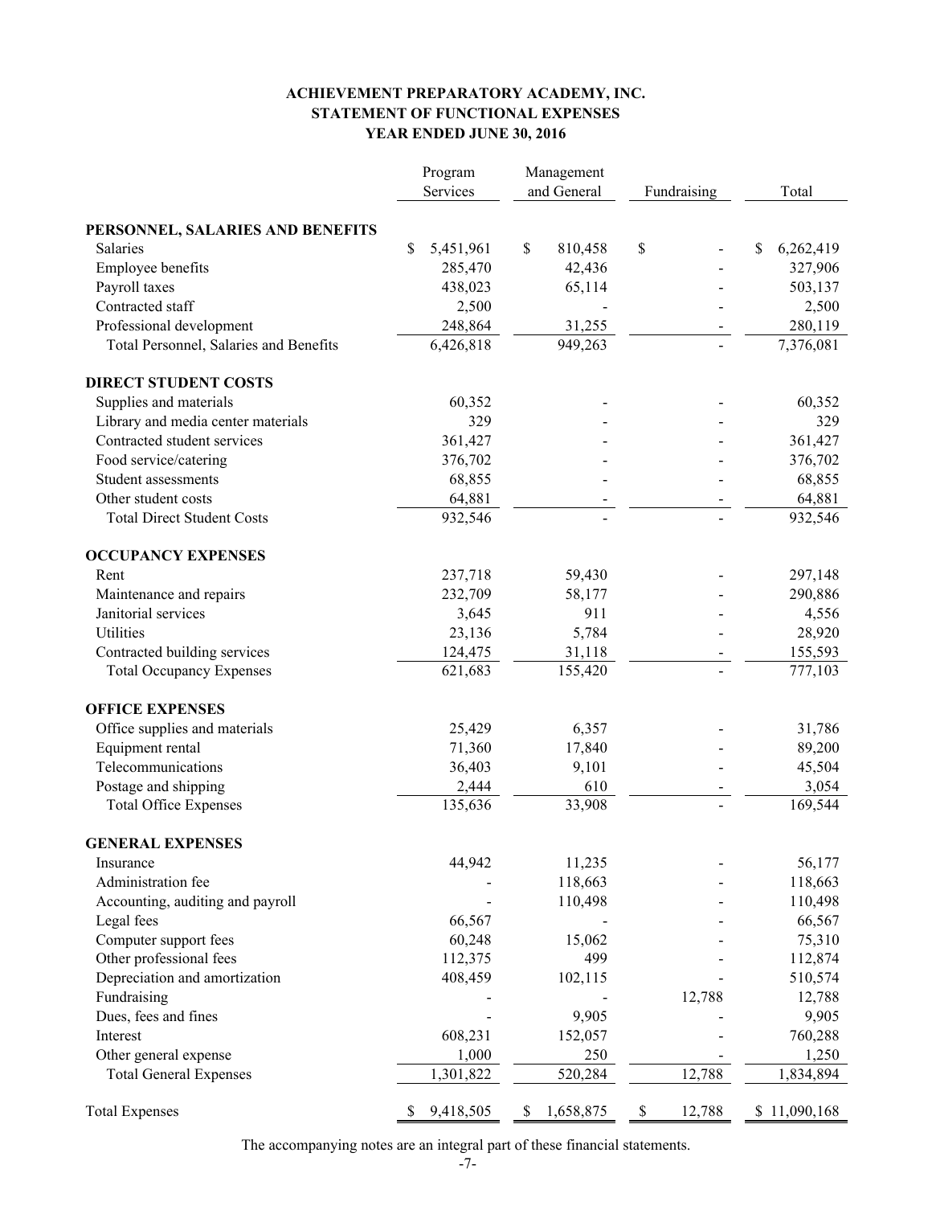**ACHIEVEMENT PREPARATORY ACADEMY, INC.**
**STATEMENT OF FUNCTIONAL EXPENSES**
**YEAR ENDED JUNE 30, 2016**

| | Program Services | Management and General | Fundraising | Total |
|---|---|---|---|---|
| **PERSONNEL, SALARIES AND BENEFITS** | | | | |
| Salaries | $ 5,451,961 | $ 810,458 | $ - | $ 6,262,419 |
| Employee benefits | 285,470 | 42,436 | - | 327,906 |
| Payroll taxes | 438,023 | 65,114 | - | 503,137 |
| Contracted staff | 2,500 | - | - | 2,500 |
| Professional development | 248,864 | 31,255 | - | 280,119 |
| Total Personnel, Salaries and Benefits | 6,426,818 | 949,263 | - | 7,376,081 |
| **DIRECT STUDENT COSTS** | | | | |
| Supplies and materials | 60,352 | - | - | 60,352 |
| Library and media center materials | 329 | - | - | 329 |
| Contracted student services | 361,427 | - | - | 361,427 |
| Food service/catering | 376,702 | - | - | 376,702 |
| Student assessments | 68,855 | - | - | 68,855 |
| Other student costs | 64,881 | - | - | 64,881 |
| Total Direct Student Costs | 932,546 | - | - | 932,546 |
| **OCCUPANCY EXPENSES** | | | | |
| Rent | 237,718 | 59,430 | - | 297,148 |
| Maintenance and repairs | 232,709 | 58,177 | - | 290,886 |
| Janitorial services | 3,645 | 911 | - | 4,556 |
| Utilities | 23,136 | 5,784 | - | 28,920 |
| Contracted building services | 124,475 | 31,118 | - | 155,593 |
| Total Occupancy Expenses | 621,683 | 155,420 | - | 777,103 |
| **OFFICE EXPENSES** | | | | |
| Office supplies and materials | 25,429 | 6,357 | - | 31,786 |
| Equipment rental | 71,360 | 17,840 | - | 89,200 |
| Telecommunications | 36,403 | 9,101 | - | 45,504 |
| Postage and shipping | 2,444 | 610 | - | 3,054 |
| Total Office Expenses | 135,636 | 33,908 | - | 169,544 |
| **GENERAL EXPENSES** | | | | |
| Insurance | 44,942 | 11,235 | - | 56,177 |
| Administration fee | - | 118,663 | - | 118,663 |
| Accounting, auditing and payroll | - | 110,498 | - | 110,498 |
| Legal fees | 66,567 | - | - | 66,567 |
| Computer support fees | 60,248 | 15,062 | - | 75,310 |
| Other professional fees | 112,375 | 499 | - | 112,874 |
| Depreciation and amortization | 408,459 | 102,115 | - | 510,574 |
| Fundraising | - | - | 12,788 | 12,788 |
| Dues, fees and fines | - | 9,905 | - | 9,905 |
| Interest | 608,231 | 152,057 | - | 760,288 |
| Other general expense | 1,000 | 250 | - | 1,250 |
| Total General Expenses | 1,301,822 | 520,284 | 12,788 | 1,834,894 |
| Total Expenses | $ 9,418,505 | $ 1,658,875 | $ 12,788 | $ 11,090,168 |

The accompanying notes are an integral part of these financial statements.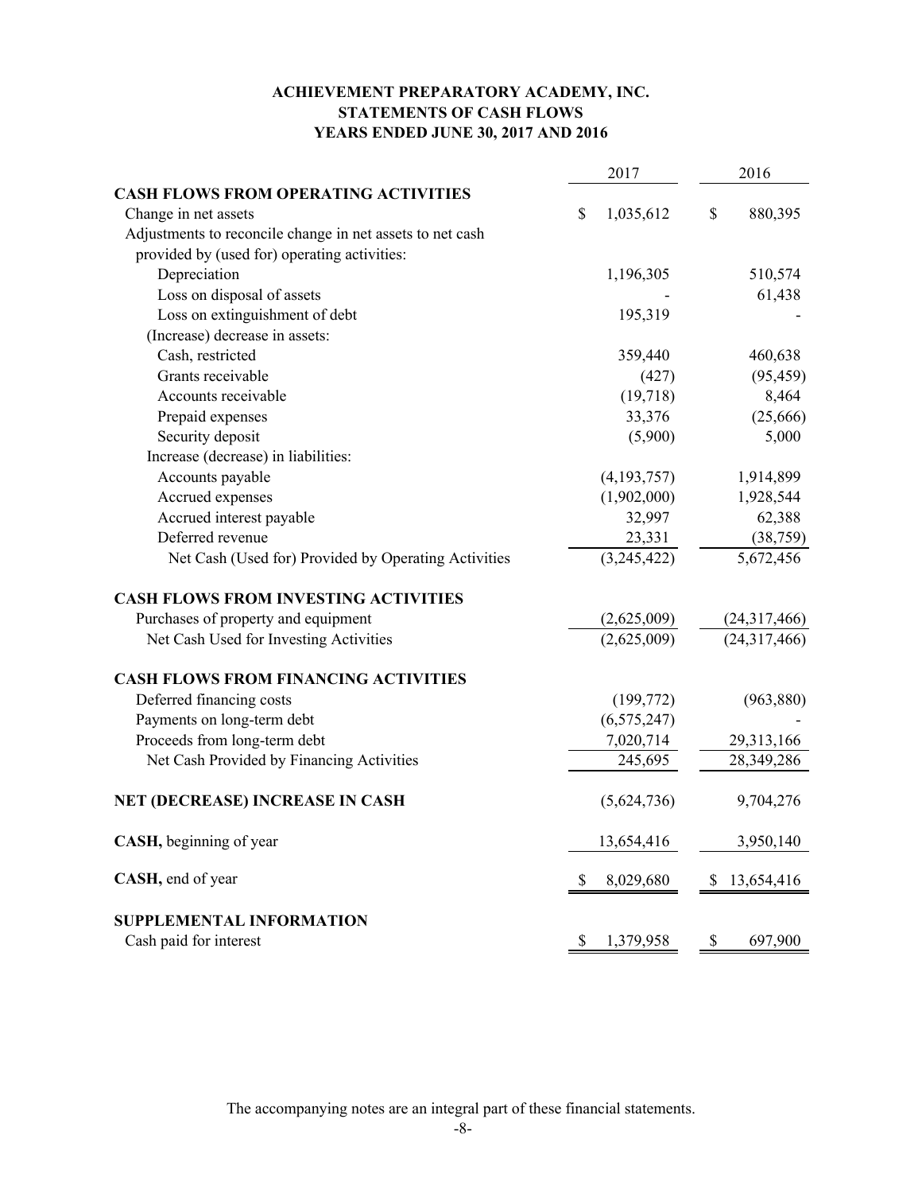# ACHIEVEMENT PREPARATORY ACADEMY, INC.
## STATEMENTS OF CASH FLOWS
## YEARS ENDED JUNE 30, 2017 AND 2016

| | 2017 | 2016 |
|---|---|---|
| **CASH FLOWS FROM OPERATING ACTIVITIES** | | |
| Change in net assets | $ 1,035,612 | $ 880,395 |
| Adjustments to reconcile change in net assets to net cash provided by (used for) operating activities: | | |
| Depreciation | 1,196,305 | 510,574 |
| Loss on disposal of assets | - | 61,438 |
| Loss on extinguishment of debt | 195,319 | - |
| (Increase) decrease in assets: | | |
| Cash, restricted | 359,440 | 460,638 |
| Grants receivable | (427) | (95,459) |
| Accounts receivable | (19,718) | 8,464 |
| Prepaid expenses | 33,376 | (25,666) |
| Security deposit | (5,900) | 5,000 |
| Increase (decrease) in liabilities: | | |
| Accounts payable | (4,193,757) | 1,914,899 |
| Accrued expenses | (1,902,000) | 1,928,544 |
| Accrued interest payable | 32,997 | 62,388 |
| Deferred revenue | 23,331 | (38,759) |
| Net Cash (Used for) Provided by Operating Activities | (3,245,422) | 5,672,456 |
| **CASH FLOWS FROM INVESTING ACTIVITIES** | | |
| Purchases of property and equipment | (2,625,009) | (24,317,466) |
| Net Cash Used for Investing Activities | (2,625,009) | (24,317,466) |
| **CASH FLOWS FROM FINANCING ACTIVITIES** | | |
| Deferred financing costs | (199,772) | (963,880) |
| Payments on long-term debt | (6,575,247) | - |
| Proceeds from long-term debt | 7,020,714 | 29,313,166 |
| Net Cash Provided by Financing Activities | 245,695 | 28,349,286 |
| **NET (DECREASE) INCREASE IN CASH** | (5,624,736) | 9,704,276 |
| **CASH,** beginning of year | 13,654,416 | 3,950,140 |
| **CASH,** end of year | $ 8,029,680 | $ 13,654,416 |
| **SUPPLEMENTAL INFORMATION** | | |
| Cash paid for interest | $ 1,379,958 | $ 697,900 |

The accompanying notes are an integral part of these financial statements.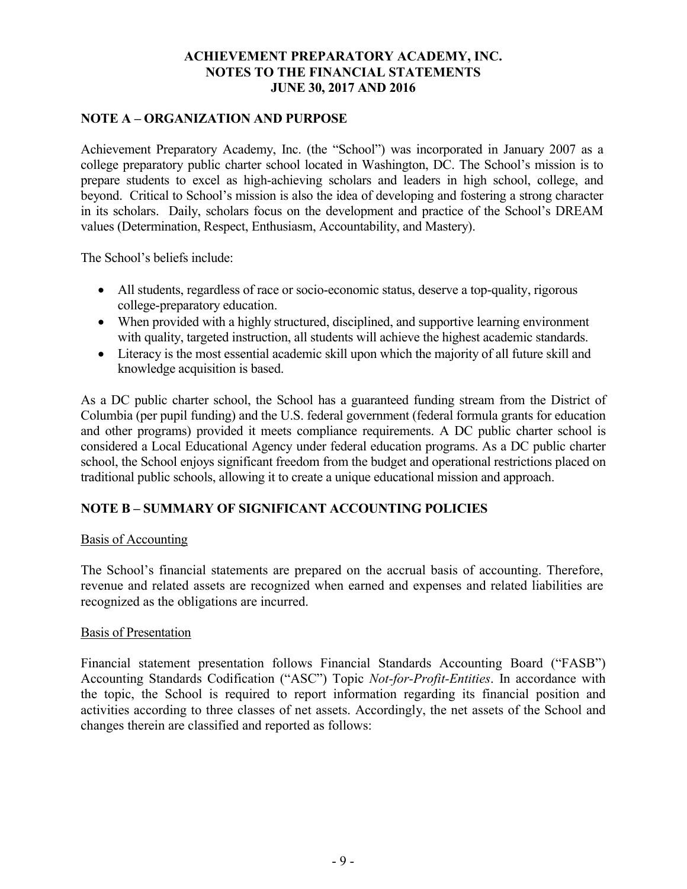# ACHIEVEMENT PREPARATORY ACADEMY, INC.
# NOTES TO THE FINANCIAL STATEMENTS
# JUNE 30, 2017 AND 2016

## NOTE A – ORGANIZATION AND PURPOSE

Achievement Preparatory Academy, Inc. (the "School") was incorporated in January 2007 as a college preparatory public charter school located in Washington, DC. The School's mission is to prepare students to excel as high-achieving scholars and leaders in high school, college, and beyond. Critical to School's mission is also the idea of developing and fostering a strong character in its scholars. Daily, scholars focus on the development and practice of the School's DREAM values (Determination, Respect, Enthusiasm, Accountability, and Mastery).

The School's beliefs include:

- All students, regardless of race or socio-economic status, deserve a top-quality, rigorous college-preparatory education.
- When provided with a highly structured, disciplined, and supportive learning environment with quality, targeted instruction, all students will achieve the highest academic standards.
- Literacy is the most essential academic skill upon which the majority of all future skill and knowledge acquisition is based.

As a DC public charter school, the School has a guaranteed funding stream from the District of Columbia (per pupil funding) and the U.S. federal government (federal formula grants for education and other programs) provided it meets compliance requirements. A DC public charter school is considered a Local Educational Agency under federal education programs. As a DC public charter school, the School enjoys significant freedom from the budget and operational restrictions placed on traditional public schools, allowing it to create a unique educational mission and approach.

## NOTE B – SUMMARY OF SIGNIFICANT ACCOUNTING POLICIES

Basis of Accounting

The School's financial statements are prepared on the accrual basis of accounting. Therefore, revenue and related assets are recognized when earned and expenses and related liabilities are recognized as the obligations are incurred.

Basis of Presentation

Financial statement presentation follows Financial Standards Accounting Board ("FASB") Accounting Standards Codification ("ASC") Topic *Not-for-Profit-Entities*. In accordance with the topic, the School is required to report information regarding its financial position and activities according to three classes of net assets. Accordingly, the net assets of the School and changes therein are classified and reported as follows: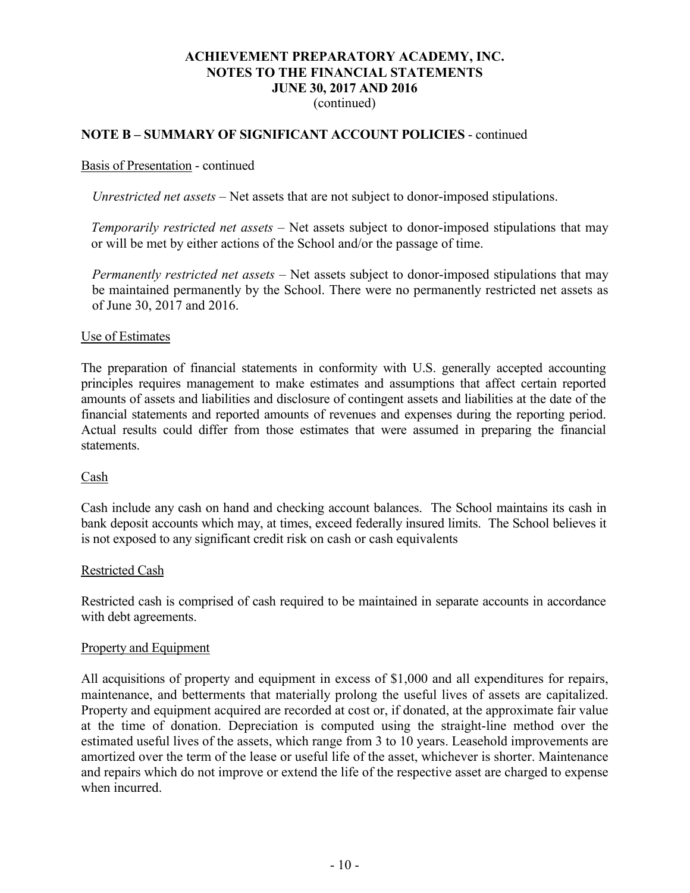## NOTE B – SUMMARY OF SIGNIFICANT ACCOUNT POLICIES - continued

Basis of Presentation - continued

*Unrestricted net assets* – Net assets that are not subject to donor-imposed stipulations.

*Temporarily restricted net assets* – Net assets subject to donor-imposed stipulations that may or will be met by either actions of the School and/or the passage of time.

*Permanently restricted net assets* – Net assets subject to donor-imposed stipulations that may be maintained permanently by the School. There were no permanently restricted net assets as of June 30, 2017 and 2016.

Use of Estimates

The preparation of financial statements in conformity with U.S. generally accepted accounting principles requires management to make estimates and assumptions that affect certain reported amounts of assets and liabilities and disclosure of contingent assets and liabilities at the date of the financial statements and reported amounts of revenues and expenses during the reporting period. Actual results could differ from those estimates that were assumed in preparing the financial statements.

Cash

Cash include any cash on hand and checking account balances. The School maintains its cash in bank deposit accounts which may, at times, exceed federally insured limits. The School believes it is not exposed to any significant credit risk on cash or cash equivalents

Restricted Cash

Restricted cash is comprised of cash required to be maintained in separate accounts in accordance with debt agreements.

Property and Equipment

All acquisitions of property and equipment in excess of $1,000 and all expenditures for repairs, maintenance, and betterments that materially prolong the useful lives of assets are capitalized. Property and equipment acquired are recorded at cost or, if donated, at the approximate fair value at the time of donation. Depreciation is computed using the straight-line method over the estimated useful lives of the assets, which range from 3 to 10 years. Leasehold improvements are amortized over the term of the lease or useful life of the asset, whichever is shorter. Maintenance and repairs which do not improve or extend the life of the respective asset are charged to expense when incurred.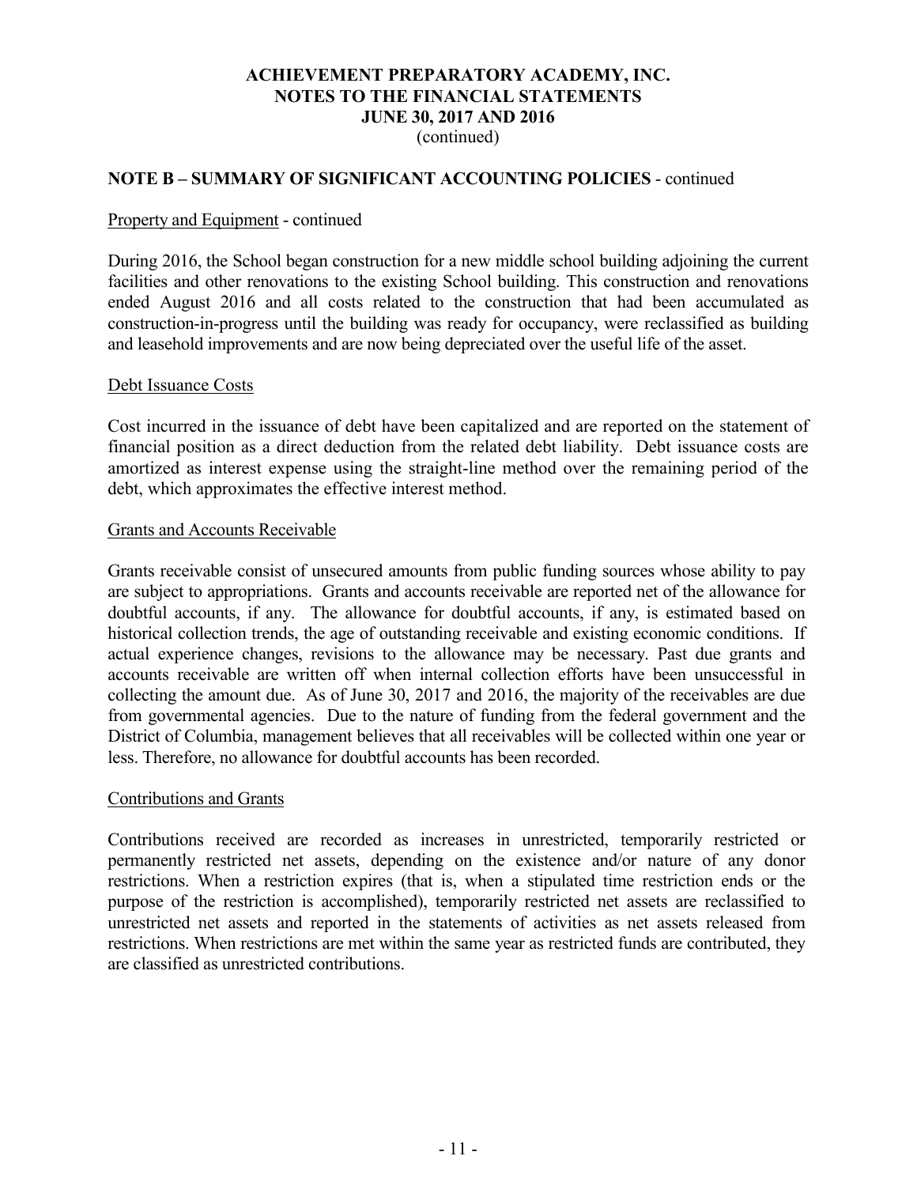**NOTE B – SUMMARY OF SIGNIFICANT ACCOUNTING POLICIES** - continued

Property and Equipment - continued

During 2016, the School began construction for a new middle school building adjoining the current facilities and other renovations to the existing School building. This construction and renovations ended August 2016 and all costs related to the construction that had been accumulated as construction-in-progress until the building was ready for occupancy, were reclassified as building and leasehold improvements and are now being depreciated over the useful life of the asset.

Debt Issuance Costs

Cost incurred in the issuance of debt have been capitalized and are reported on the statement of financial position as a direct deduction from the related debt liability. Debt issuance costs are amortized as interest expense using the straight-line method over the remaining period of the debt, which approximates the effective interest method.

Grants and Accounts Receivable

Grants receivable consist of unsecured amounts from public funding sources whose ability to pay are subject to appropriations. Grants and accounts receivable are reported net of the allowance for doubtful accounts, if any. The allowance for doubtful accounts, if any, is estimated based on historical collection trends, the age of outstanding receivable and existing economic conditions. If actual experience changes, revisions to the allowance may be necessary. Past due grants and accounts receivable are written off when internal collection efforts have been unsuccessful in collecting the amount due. As of June 30, 2017 and 2016, the majority of the receivables are due from governmental agencies. Due to the nature of funding from the federal government and the District of Columbia, management believes that all receivables will be collected within one year or less. Therefore, no allowance for doubtful accounts has been recorded.

Contributions and Grants

Contributions received are recorded as increases in unrestricted, temporarily restricted or permanently restricted net assets, depending on the existence and/or nature of any donor restrictions. When a restriction expires (that is, when a stipulated time restriction ends or the purpose of the restriction is accomplished), temporarily restricted net assets are reclassified to unrestricted net assets and reported in the statements of activities as net assets released from restrictions. When restrictions are met within the same year as restricted funds are contributed, they are classified as unrestricted contributions.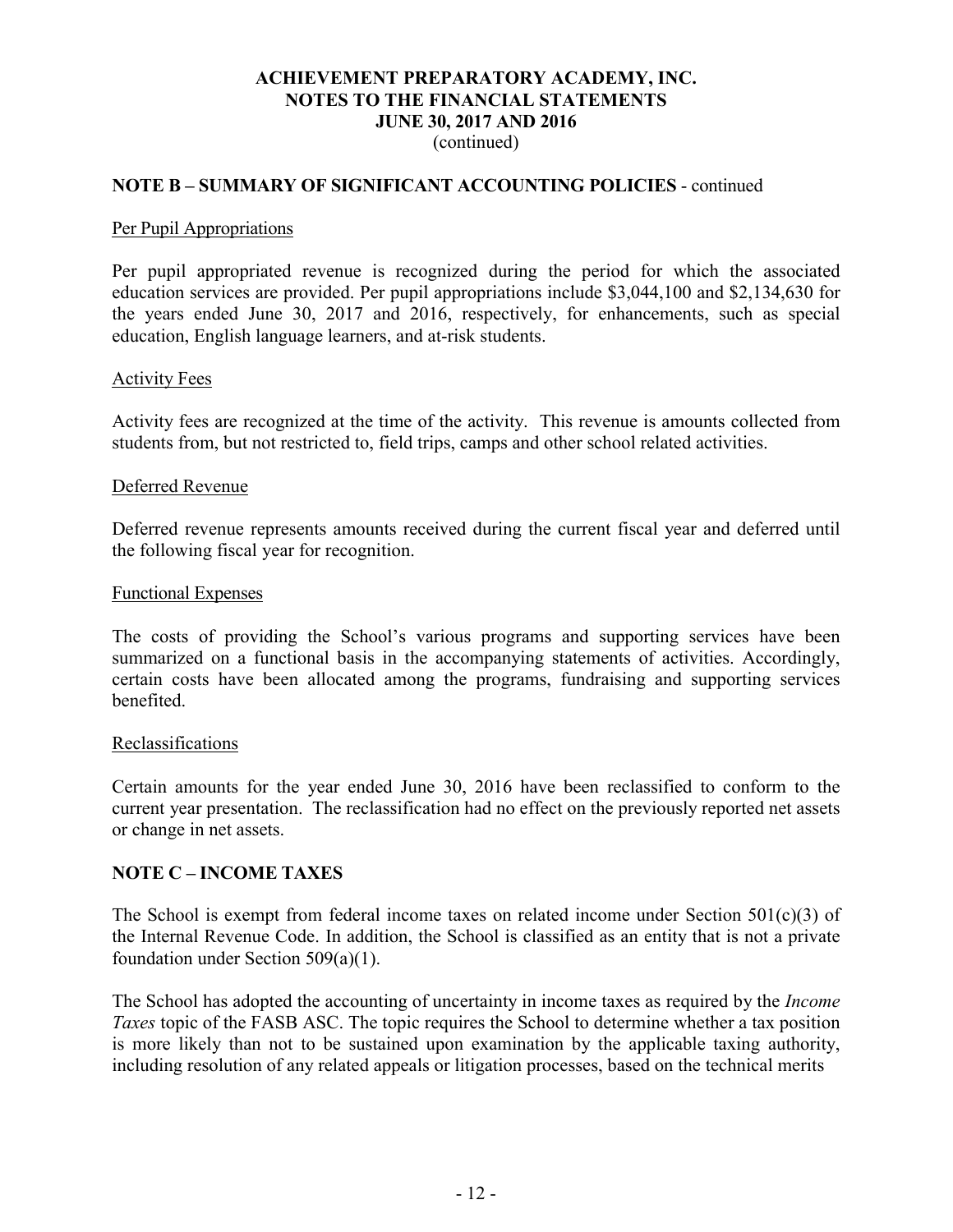**ACHIEVEMENT PREPARATORY ACADEMY, INC.**
**NOTES TO THE FINANCIAL STATEMENTS**
**JUNE 30, 2017 AND 2016**
(continued)

## NOTE B – SUMMARY OF SIGNIFICANT ACCOUNTING POLICIES - continued

Per Pupil Appropriations

Per pupil appropriated revenue is recognized during the period for which the associated education services are provided. Per pupil appropriations include $3,044,100 and $2,134,630 for the years ended June 30, 2017 and 2016, respectively, for enhancements, such as special education, English language learners, and at-risk students.

Activity Fees

Activity fees are recognized at the time of the activity. This revenue is amounts collected from students from, but not restricted to, field trips, camps and other school related activities.

Deferred Revenue

Deferred revenue represents amounts received during the current fiscal year and deferred until the following fiscal year for recognition.

Functional Expenses

The costs of providing the School's various programs and supporting services have been summarized on a functional basis in the accompanying statements of activities. Accordingly, certain costs have been allocated among the programs, fundraising and supporting services benefited.

Reclassifications

Certain amounts for the year ended June 30, 2016 have been reclassified to conform to the current year presentation. The reclassification had no effect on the previously reported net assets or change in net assets.

## NOTE C – INCOME TAXES

The School is exempt from federal income taxes on related income under Section 501(c)(3) of the Internal Revenue Code. In addition, the School is classified as an entity that is not a private foundation under Section 509(a)(1).

The School has adopted the accounting of uncertainty in income taxes as required by the *Income Taxes* topic of the FASB ASC. The topic requires the School to determine whether a tax position is more likely than not to be sustained upon examination by the applicable taxing authority, including resolution of any related appeals or litigation processes, based on the technical merits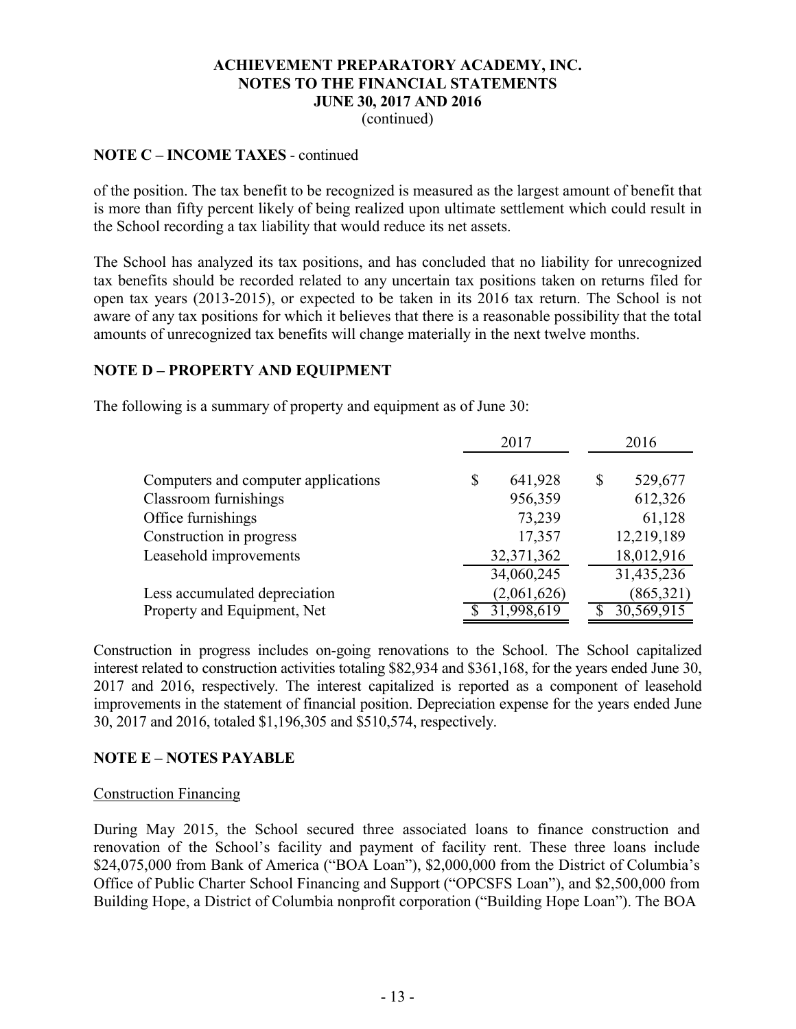**NOTE C – INCOME TAXES** - continued

of the position. The tax benefit to be recognized is measured as the largest amount of benefit that is more than fifty percent likely of being realized upon ultimate settlement which could result in the School recording a tax liability that would reduce its net assets.

The School has analyzed its tax positions, and has concluded that no liability for unrecognized tax benefits should be recorded related to any uncertain tax positions taken on returns filed for open tax years (2013-2015), or expected to be taken in its 2016 tax return. The School is not aware of any tax positions for which it believes that there is a reasonable possibility that the total amounts of unrecognized tax benefits will change materially in the next twelve months.

**NOTE D – PROPERTY AND EQUIPMENT**

The following is a summary of property and equipment as of June 30:

| | 2017 | 2016 |
|---|---|---|
| Computers and computer applications | $ 641,928 | $ 529,677 |
| Classroom furnishings | 956,359 | 612,326 |
| Office furnishings | 73,239 | 61,128 |
| Construction in progress | 17,357 | 12,219,189 |
| Leasehold improvements | 32,371,362 | 18,012,916 |
| | 34,060,245 | 31,435,236 |
| Less accumulated depreciation | (2,061,626) | (865,321) |
| Property and Equipment, Net | $ 31,998,619 | $ 30,569,915 |

Construction in progress includes on-going renovations to the School. The School capitalized interest related to construction activities totaling $82,934 and $361,168, for the years ended June 30, 2017 and 2016, respectively. The interest capitalized is reported as a component of leasehold improvements in the statement of financial position. Depreciation expense for the years ended June 30, 2017 and 2016, totaled $1,196,305 and $510,574, respectively.

**NOTE E – NOTES PAYABLE**

Construction Financing

During May 2015, the School secured three associated loans to finance construction and renovation of the School's facility and payment of facility rent. These three loans include $24,075,000 from Bank of America ("BOA Loan"), $2,000,000 from the District of Columbia's Office of Public Charter School Financing and Support ("OPCSFS Loan"), and $2,500,000 from Building Hope, a District of Columbia nonprofit corporation ("Building Hope Loan"). The BOA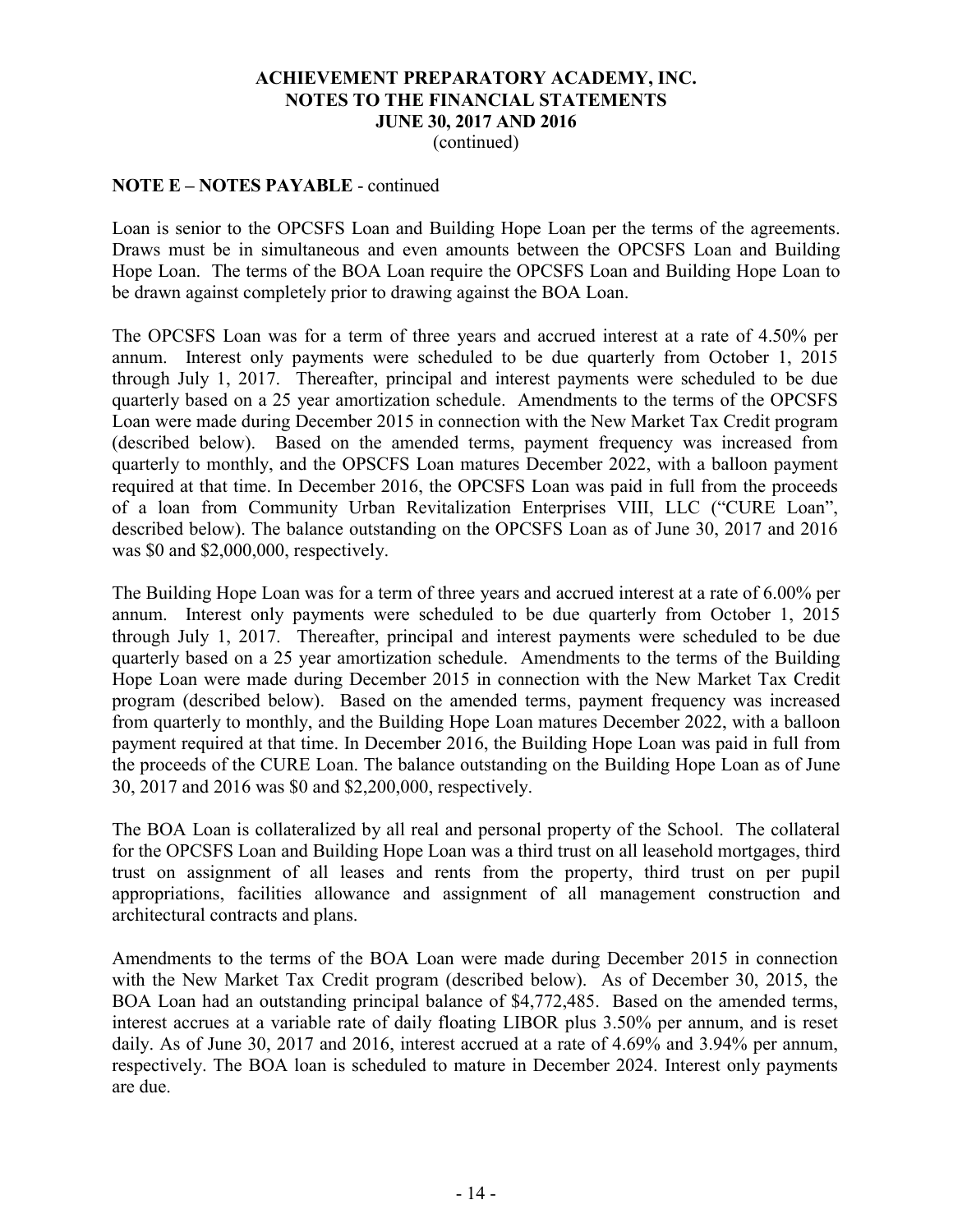**NOTE E – NOTES PAYABLE** - continued

Loan is senior to the OPCSFS Loan and Building Hope Loan per the terms of the agreements. Draws must be in simultaneous and even amounts between the OPCSFS Loan and Building Hope Loan. The terms of the BOA Loan require the OPCSFS Loan and Building Hope Loan to be drawn against completely prior to drawing against the BOA Loan.

The OPCSFS Loan was for a term of three years and accrued interest at a rate of 4.50% per annum. Interest only payments were scheduled to be due quarterly from October 1, 2015 through July 1, 2017. Thereafter, principal and interest payments were scheduled to be due quarterly based on a 25 year amortization schedule. Amendments to the terms of the OPCSFS Loan were made during December 2015 in connection with the New Market Tax Credit program (described below). Based on the amended terms, payment frequency was increased from quarterly to monthly, and the OPSCFS Loan matures December 2022, with a balloon payment required at that time. In December 2016, the OPCSFS Loan was paid in full from the proceeds of a loan from Community Urban Revitalization Enterprises VIII, LLC ("CURE Loan", described below). The balance outstanding on the OPCSFS Loan as of June 30, 2017 and 2016 was $0 and $2,000,000, respectively.

The Building Hope Loan was for a term of three years and accrued interest at a rate of 6.00% per annum. Interest only payments were scheduled to be due quarterly from October 1, 2015 through July 1, 2017. Thereafter, principal and interest payments were scheduled to be due quarterly based on a 25 year amortization schedule. Amendments to the terms of the Building Hope Loan were made during December 2015 in connection with the New Market Tax Credit program (described below). Based on the amended terms, payment frequency was increased from quarterly to monthly, and the Building Hope Loan matures December 2022, with a balloon payment required at that time. In December 2016, the Building Hope Loan was paid in full from the proceeds of the CURE Loan. The balance outstanding on the Building Hope Loan as of June 30, 2017 and 2016 was $0 and $2,200,000, respectively.

The BOA Loan is collateralized by all real and personal property of the School. The collateral for the OPCSFS Loan and Building Hope Loan was a third trust on all leasehold mortgages, third trust on assignment of all leases and rents from the property, third trust on per pupil appropriations, facilities allowance and assignment of all management construction and architectural contracts and plans.

Amendments to the terms of the BOA Loan were made during December 2015 in connection with the New Market Tax Credit program (described below). As of December 30, 2015, the BOA Loan had an outstanding principal balance of $4,772,485. Based on the amended terms, interest accrues at a variable rate of daily floating LIBOR plus 3.50% per annum, and is reset daily. As of June 30, 2017 and 2016, interest accrued at a rate of 4.69% and 3.94% per annum, respectively. The BOA loan is scheduled to mature in December 2024. Interest only payments are due.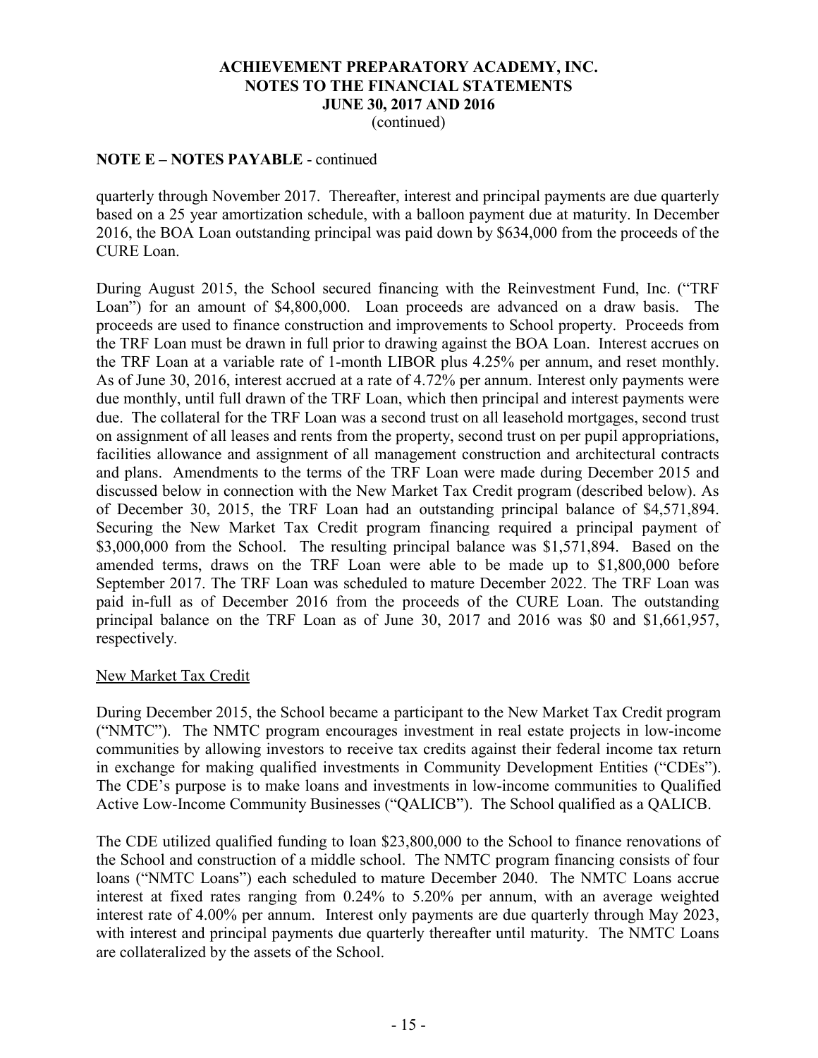**NOTE E – NOTES PAYABLE** - continued

quarterly through November 2017. Thereafter, interest and principal payments are due quarterly based on a 25 year amortization schedule, with a balloon payment due at maturity. In December 2016, the BOA Loan outstanding principal was paid down by $634,000 from the proceeds of the CURE Loan.

During August 2015, the School secured financing with the Reinvestment Fund, Inc. ("TRF Loan") for an amount of $4,800,000. Loan proceeds are advanced on a draw basis. The proceeds are used to finance construction and improvements to School property. Proceeds from the TRF Loan must be drawn in full prior to drawing against the BOA Loan. Interest accrues on the TRF Loan at a variable rate of 1-month LIBOR plus 4.25% per annum, and reset monthly. As of June 30, 2016, interest accrued at a rate of 4.72% per annum. Interest only payments were due monthly, until full drawn of the TRF Loan, which then principal and interest payments were due. The collateral for the TRF Loan was a second trust on all leasehold mortgages, second trust on assignment of all leases and rents from the property, second trust on per pupil appropriations, facilities allowance and assignment of all management construction and architectural contracts and plans. Amendments to the terms of the TRF Loan were made during December 2015 and discussed below in connection with the New Market Tax Credit program (described below). As of December 30, 2015, the TRF Loan had an outstanding principal balance of $4,571,894. Securing the New Market Tax Credit program financing required a principal payment of $3,000,000 from the School. The resulting principal balance was $1,571,894. Based on the amended terms, draws on the TRF Loan were able to be made up to $1,800,000 before September 2017. The TRF Loan was scheduled to mature December 2022. The TRF Loan was paid in-full as of December 2016 from the proceeds of the CURE Loan. The outstanding principal balance on the TRF Loan as of June 30, 2017 and 2016 was $0 and $1,661,957, respectively.

New Market Tax Credit

During December 2015, the School became a participant to the New Market Tax Credit program ("NMTC"). The NMTC program encourages investment in real estate projects in low-income communities by allowing investors to receive tax credits against their federal income tax return in exchange for making qualified investments in Community Development Entities ("CDEs"). The CDE's purpose is to make loans and investments in low-income communities to Qualified Active Low-Income Community Businesses ("QALICB"). The School qualified as a QALICB.

The CDE utilized qualified funding to loan $23,800,000 to the School to finance renovations of the School and construction of a middle school. The NMTC program financing consists of four loans ("NMTC Loans") each scheduled to mature December 2040. The NMTC Loans accrue interest at fixed rates ranging from 0.24% to 5.20% per annum, with an average weighted interest rate of 4.00% per annum. Interest only payments are due quarterly through May 2023, with interest and principal payments due quarterly thereafter until maturity. The NMTC Loans are collateralized by the assets of the School.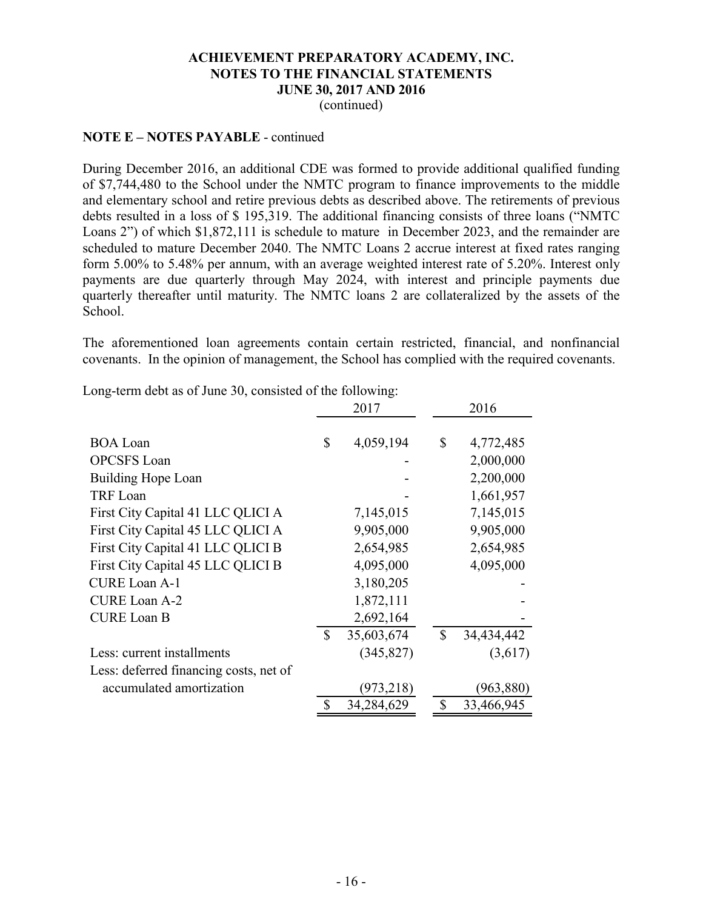**ACHIEVEMENT PREPARATORY ACADEMY, INC.**
**NOTES TO THE FINANCIAL STATEMENTS**
**JUNE 30, 2017 AND 2016**
(continued)

**NOTE E – NOTES PAYABLE** - continued

During December 2016, an additional CDE was formed to provide additional qualified funding of $7,744,480 to the School under the NMTC program to finance improvements to the middle and elementary school and retire previous debts as described above. The retirements of previous debts resulted in a loss of $ 195,319. The additional financing consists of three loans ("NMTC Loans 2") of which $1,872,111 is schedule to mature in December 2023, and the remainder are scheduled to mature December 2040. The NMTC Loans 2 accrue interest at fixed rates ranging form 5.00% to 5.48% per annum, with an average weighted interest rate of 5.20%. Interest only payments are due quarterly through May 2024, with interest and principle payments due quarterly thereafter until maturity. The NMTC loans 2 are collateralized by the assets of the School.

The aforementioned loan agreements contain certain restricted, financial, and nonfinancial covenants. In the opinion of management, the School has complied with the required covenants.

Long-term debt as of June 30, consisted of the following:

| | 2017 | 2016 |
|---|---|---|
| BOA Loan | $ 4,059,194 | $ 4,772,485 |
| OPCSFS Loan | - | 2,000,000 |
| Building Hope Loan | - | 2,200,000 |
| TRF Loan | - | 1,661,957 |
| First City Capital 41 LLC QLICI A | 7,145,015 | 7,145,015 |
| First City Capital 45 LLC QLICI A | 9,905,000 | 9,905,000 |
| First City Capital 41 LLC QLICI B | 2,654,985 | 2,654,985 |
| First City Capital 45 LLC QLICI B | 4,095,000 | 4,095,000 |
| CURE Loan A-1 | 3,180,205 | - |
| CURE Loan A-2 | 1,872,111 | - |
| CURE Loan B | 2,692,164 | - |
| | $ 35,603,674 | $ 34,434,442 |
| Less: current installments | (345,827) | (3,617) |
| Less: deferred financing costs, net of accumulated amortization | (973,218) | (963,880) |
| | $ 34,284,629 | $ 33,466,945 |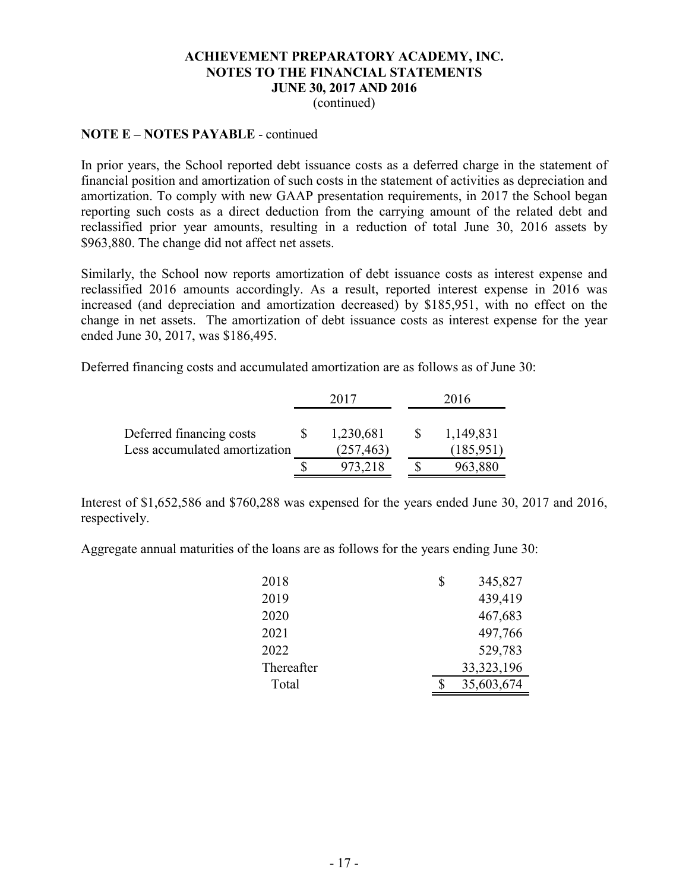### NOTE E – NOTES PAYABLE - continued

In prior years, the School reported debt issuance costs as a deferred charge in the statement of financial position and amortization of such costs in the statement of activities as depreciation and amortization. To comply with new GAAP presentation requirements, in 2017 the School began reporting such costs as a direct deduction from the carrying amount of the related debt and reclassified prior year amounts, resulting in a reduction of total June 30, 2016 assets by $963,880. The change did not affect net assets.

Similarly, the School now reports amortization of debt issuance costs as interest expense and reclassified 2016 amounts accordingly. As a result, reported interest expense in 2016 was increased (and depreciation and amortization decreased) by $185,951, with no effect on the change in net assets. The amortization of debt issuance costs as interest expense for the year ended June 30, 2017, was $186,495.

Deferred financing costs and accumulated amortization are as follows as of June 30:

| | 2017 | 2016 |
|---|---|---|
| Deferred financing costs | $ 1,230,681 | $ 1,149,831 |
| Less accumulated amortization | (257,463) | (185,951) |
| | $ 973,218 | $ 963,880 |

Interest of $1,652,586 and $760,288 was expensed for the years ended June 30, 2017 and 2016, respectively.

Aggregate annual maturities of the loans are as follows for the years ending June 30:

| | |
|---|---|
| 2018 | $ 345,827 |
| 2019 | 439,419 |
| 2020 | 467,683 |
| 2021 | 497,766 |
| 2022 | 529,783 |
| Thereafter | 33,323,196 |
| Total | $ 35,603,674 |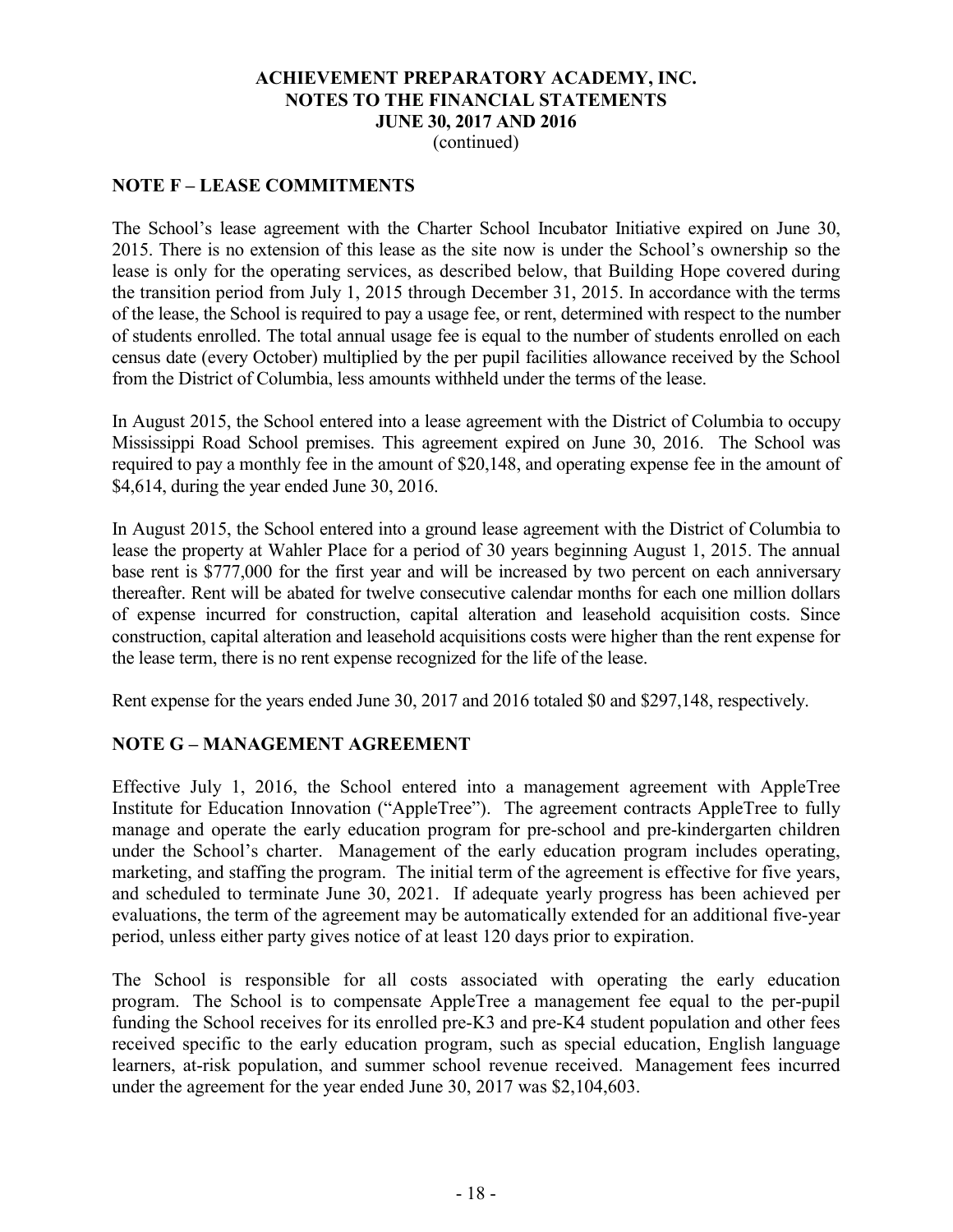## NOTE F – LEASE COMMITMENTS

The School's lease agreement with the Charter School Incubator Initiative expired on June 30, 2015. There is no extension of this lease as the site now is under the School's ownership so the lease is only for the operating services, as described below, that Building Hope covered during the transition period from July 1, 2015 through December 31, 2015. In accordance with the terms of the lease, the School is required to pay a usage fee, or rent, determined with respect to the number of students enrolled. The total annual usage fee is equal to the number of students enrolled on each census date (every October) multiplied by the per pupil facilities allowance received by the School from the District of Columbia, less amounts withheld under the terms of the lease.

In August 2015, the School entered into a lease agreement with the District of Columbia to occupy Mississippi Road School premises. This agreement expired on June 30, 2016. The School was required to pay a monthly fee in the amount of \$20,148, and operating expense fee in the amount of \$4,614, during the year ended June 30, 2016.

In August 2015, the School entered into a ground lease agreement with the District of Columbia to lease the property at Wahler Place for a period of 30 years beginning August 1, 2015. The annual base rent is \$777,000 for the first year and will be increased by two percent on each anniversary thereafter. Rent will be abated for twelve consecutive calendar months for each one million dollars of expense incurred for construction, capital alteration and leasehold acquisition costs. Since construction, capital alteration and leasehold acquisitions costs were higher than the rent expense for the lease term, there is no rent expense recognized for the life of the lease.

Rent expense for the years ended June 30, 2017 and 2016 totaled \$0 and \$297,148, respectively.

## NOTE G – MANAGEMENT AGREEMENT

Effective July 1, 2016, the School entered into a management agreement with AppleTree Institute for Education Innovation ("AppleTree"). The agreement contracts AppleTree to fully manage and operate the early education program for pre-school and pre-kindergarten children under the School's charter. Management of the early education program includes operating, marketing, and staffing the program. The initial term of the agreement is effective for five years, and scheduled to terminate June 30, 2021. If adequate yearly progress has been achieved per evaluations, the term of the agreement may be automatically extended for an additional five-year period, unless either party gives notice of at least 120 days prior to expiration.

The School is responsible for all costs associated with operating the early education program. The School is to compensate AppleTree a management fee equal to the per-pupil funding the School receives for its enrolled pre-K3 and pre-K4 student population and other fees received specific to the early education program, such as special education, English language learners, at-risk population, and summer school revenue received. Management fees incurred under the agreement for the year ended June 30, 2017 was \$2,104,603.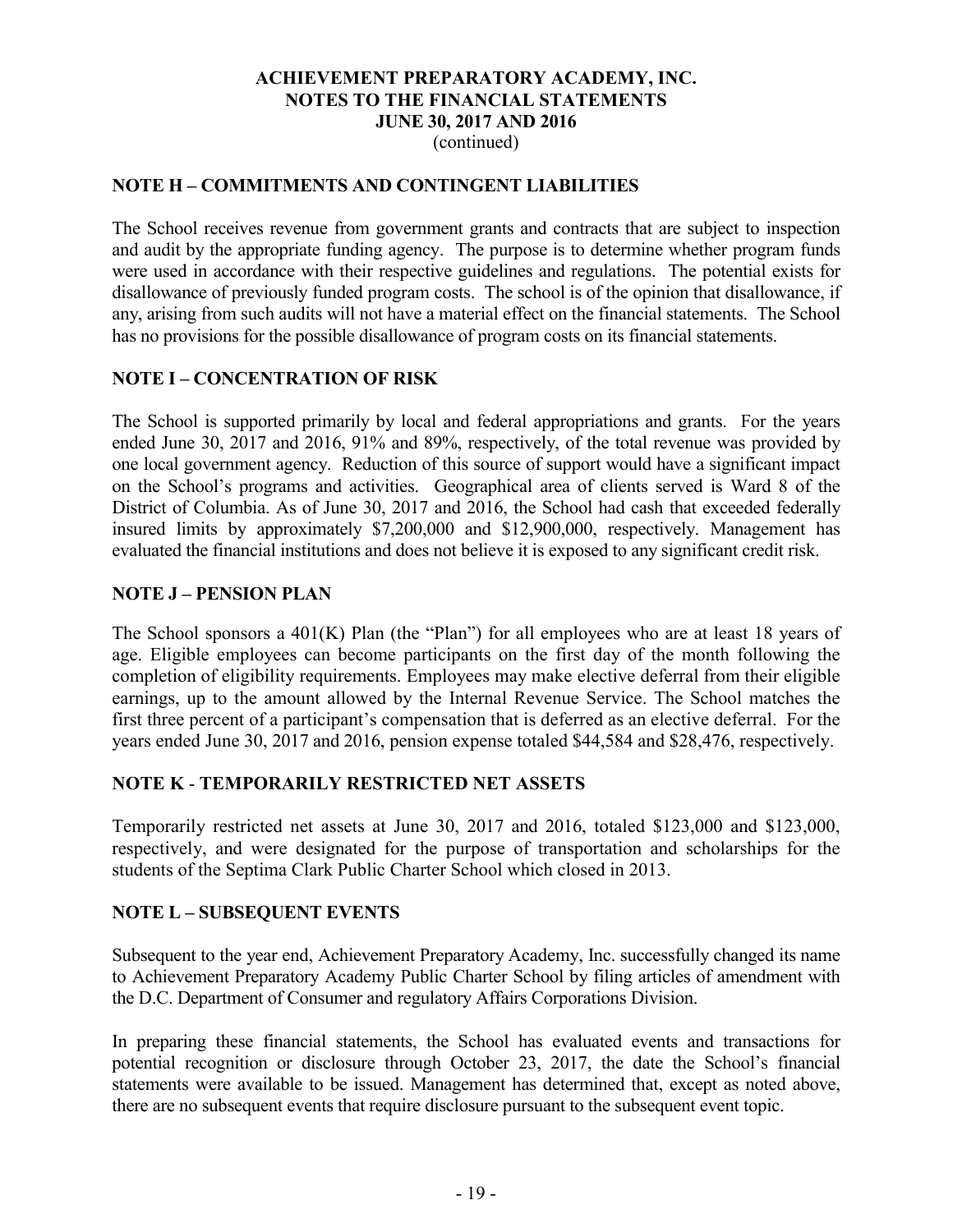**ACHIEVEMENT PREPARATORY ACADEMY, INC.**
**NOTES TO THE FINANCIAL STATEMENTS**
**JUNE 30, 2017 AND 2016**
(continued)

## NOTE H – COMMITMENTS AND CONTINGENT LIABILITIES

The School receives revenue from government grants and contracts that are subject to inspection and audit by the appropriate funding agency. The purpose is to determine whether program funds were used in accordance with their respective guidelines and regulations. The potential exists for disallowance of previously funded program costs. The school is of the opinion that disallowance, if any, arising from such audits will not have a material effect on the financial statements. The School has no provisions for the possible disallowance of program costs on its financial statements.

## NOTE I – CONCENTRATION OF RISK

The School is supported primarily by local and federal appropriations and grants. For the years ended June 30, 2017 and 2016, 91% and 89%, respectively, of the total revenue was provided by one local government agency. Reduction of this source of support would have a significant impact on the School's programs and activities. Geographical area of clients served is Ward 8 of the District of Columbia. As of June 30, 2017 and 2016, the School had cash that exceeded federally insured limits by approximately $7,200,000 and $12,900,000, respectively. Management has evaluated the financial institutions and does not believe it is exposed to any significant credit risk.

## NOTE J – PENSION PLAN

The School sponsors a 401(K) Plan (the "Plan") for all employees who are at least 18 years of age. Eligible employees can become participants on the first day of the month following the completion of eligibility requirements. Employees may make elective deferral from their eligible earnings, up to the amount allowed by the Internal Revenue Service. The School matches the first three percent of a participant's compensation that is deferred as an elective deferral. For the years ended June 30, 2017 and 2016, pension expense totaled $44,584 and $28,476, respectively.

## NOTE K - TEMPORARILY RESTRICTED NET ASSETS

Temporarily restricted net assets at June 30, 2017 and 2016, totaled $123,000 and $123,000, respectively, and were designated for the purpose of transportation and scholarships for the students of the Septima Clark Public Charter School which closed in 2013.

## NOTE L – SUBSEQUENT EVENTS

Subsequent to the year end, Achievement Preparatory Academy, Inc. successfully changed its name to Achievement Preparatory Academy Public Charter School by filing articles of amendment with the D.C. Department of Consumer and regulatory Affairs Corporations Division.

In preparing these financial statements, the School has evaluated events and transactions for potential recognition or disclosure through October 23, 2017, the date the School's financial statements were available to be issued. Management has determined that, except as noted above, there are no subsequent events that require disclosure pursuant to the subsequent event topic.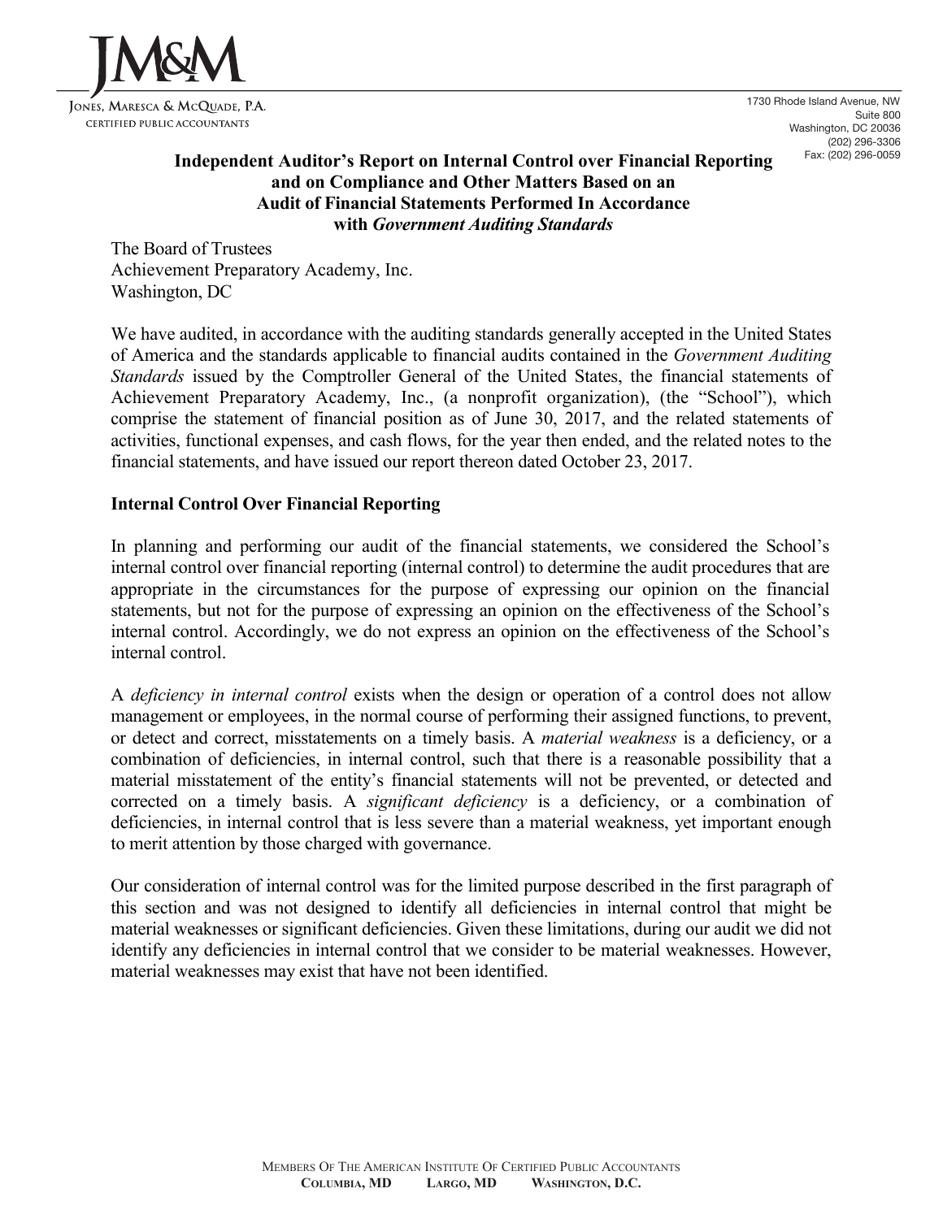JM&M

JONES, MARESCA & MCQUADE, P.A.
CERTIFIED PUBLIC ACCOUNTANTS

1730 Rhode Island Avenue, NW
Suite 800
Washington, DC 20036
(202) 296-3306
Fax: (202) 296-0059

## Independent Auditor's Report on Internal Control over Financial Reporting and on Compliance and Other Matters Based on an Audit of Financial Statements Performed In Accordance with *Government Auditing Standards*

The Board of Trustees
Achievement Preparatory Academy, Inc.
Washington, DC

We have audited, in accordance with the auditing standards generally accepted in the United States of America and the standards applicable to financial audits contained in the *Government Auditing Standards* issued by the Comptroller General of the United States, the financial statements of Achievement Preparatory Academy, Inc., (a nonprofit organization), (the "School"), which comprise the statement of financial position as of June 30, 2017, and the related statements of activities, functional expenses, and cash flows, for the year then ended, and the related notes to the financial statements, and have issued our report thereon dated October 23, 2017.

### Internal Control Over Financial Reporting

In planning and performing our audit of the financial statements, we considered the School's internal control over financial reporting (internal control) to determine the audit procedures that are appropriate in the circumstances for the purpose of expressing our opinion on the financial statements, but not for the purpose of expressing an opinion on the effectiveness of the School's internal control. Accordingly, we do not express an opinion on the effectiveness of the School's internal control.

A *deficiency in internal control* exists when the design or operation of a control does not allow management or employees, in the normal course of performing their assigned functions, to prevent, or detect and correct, misstatements on a timely basis. A *material weakness* is a deficiency, or a combination of deficiencies, in internal control, such that there is a reasonable possibility that a material misstatement of the entity's financial statements will not be prevented, or detected and corrected on a timely basis. A *significant deficiency* is a deficiency, or a combination of deficiencies, in internal control that is less severe than a material weakness, yet important enough to merit attention by those charged with governance.

Our consideration of internal control was for the limited purpose described in the first paragraph of this section and was not designed to identify all deficiencies in internal control that might be material weaknesses or significant deficiencies. Given these limitations, during our audit we did not identify any deficiencies in internal control that we consider to be material weaknesses. However, material weaknesses may exist that have not been identified.

MEMBERS OF THE AMERICAN INSTITUTE OF CERTIFIED PUBLIC ACCOUNTANTS
**COLUMBIA, MD LARGO, MD WASHINGTON, D.C.**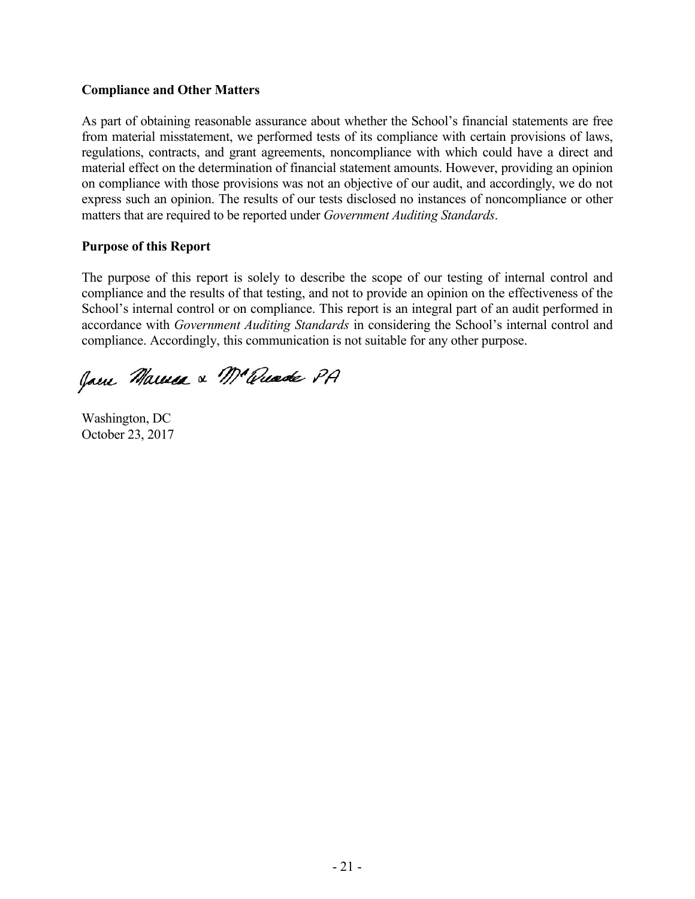## Compliance and Other Matters

As part of obtaining reasonable assurance about whether the School's financial statements are free from material misstatement, we performed tests of its compliance with certain provisions of laws, regulations, contracts, and grant agreements, noncompliance with which could have a direct and material effect on the determination of financial statement amounts. However, providing an opinion on compliance with those provisions was not an objective of our audit, and accordingly, we do not express such an opinion. The results of our tests disclosed no instances of noncompliance or other matters that are required to be reported under *Government Auditing Standards*.

## Purpose of this Report

The purpose of this report is solely to describe the scope of our testing of internal control and compliance and the results of that testing, and not to provide an opinion on the effectiveness of the School's internal control or on compliance. This report is an integral part of an audit performed in accordance with *Government Auditing Standards* in considering the School's internal control and compliance. Accordingly, this communication is not suitable for any other purpose.

Jones Marcus & McQuade PA

Washington, DC
October 23, 2017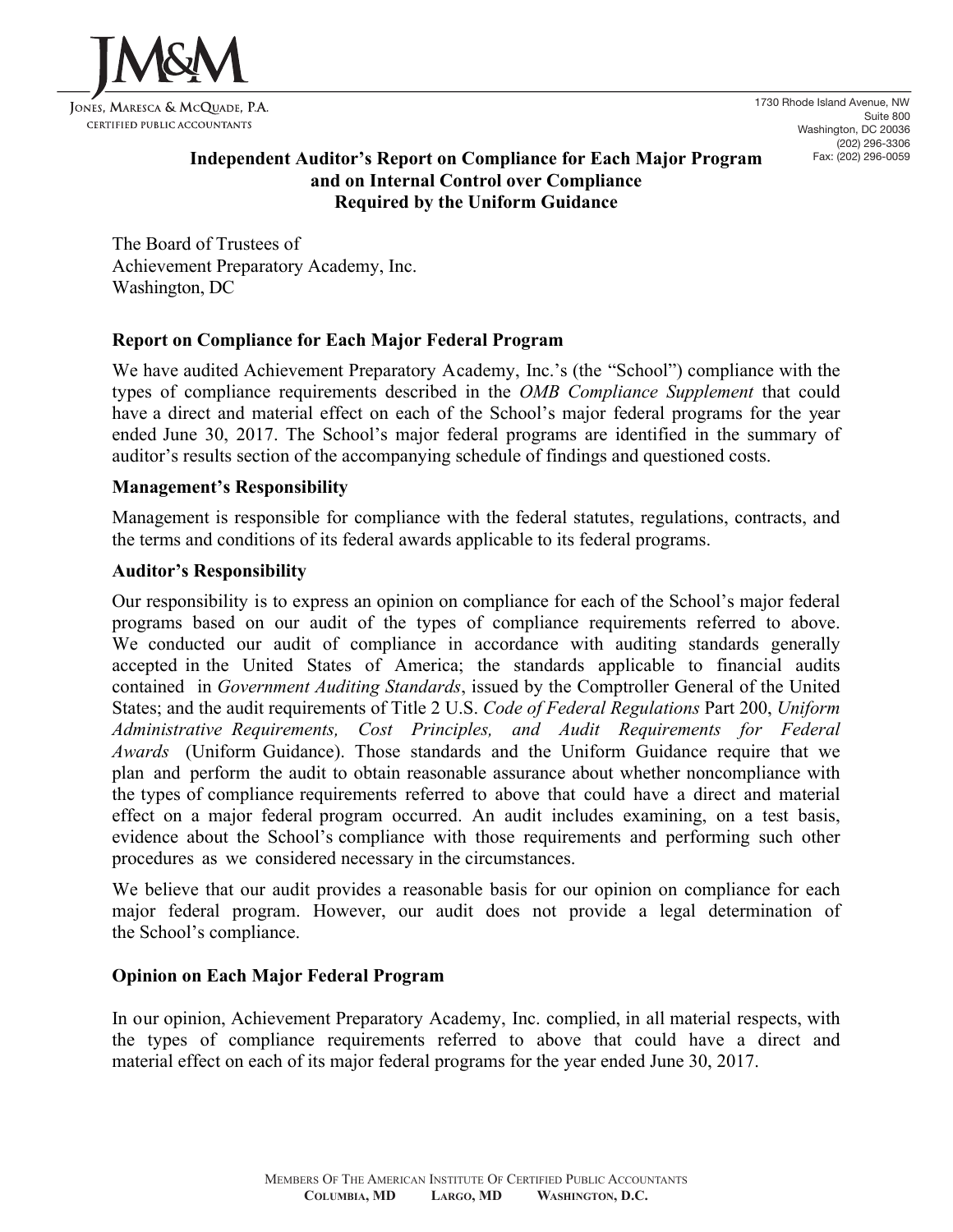JM&M

Jones, Maresca & McQuade, P.A.
Certified Public Accountants

1730 Rhode Island Avenue, NW
Suite 800
Washington, DC 20036
(202) 296-3306
Fax: (202) 296-0059

## Independent Auditor's Report on Compliance for Each Major Program and on Internal Control over Compliance Required by the Uniform Guidance

The Board of Trustees of
Achievement Preparatory Academy, Inc.
Washington, DC

### Report on Compliance for Each Major Federal Program

We have audited Achievement Preparatory Academy, Inc.'s (the "School") compliance with the types of compliance requirements described in the *OMB Compliance Supplement* that could have a direct and material effect on each of the School's major federal programs for the year ended June 30, 2017. The School's major federal programs are identified in the summary of auditor's results section of the accompanying schedule of findings and questioned costs.

### Management's Responsibility

Management is responsible for compliance with the federal statutes, regulations, contracts, and the terms and conditions of its federal awards applicable to its federal programs.

### Auditor's Responsibility

Our responsibility is to express an opinion on compliance for each of the School's major federal programs based on our audit of the types of compliance requirements referred to above. We conducted our audit of compliance in accordance with auditing standards generally accepted in the United States of America; the standards applicable to financial audits contained in *Government Auditing Standards*, issued by the Comptroller General of the United States; and the audit requirements of Title 2 U.S. *Code of Federal Regulations* Part 200, *Uniform Administrative Requirements, Cost Principles, and Audit Requirements for Federal Awards* (Uniform Guidance). Those standards and the Uniform Guidance require that we plan and perform the audit to obtain reasonable assurance about whether noncompliance with the types of compliance requirements referred to above that could have a direct and material effect on a major federal program occurred. An audit includes examining, on a test basis, evidence about the School's compliance with those requirements and performing such other procedures as we considered necessary in the circumstances.

We believe that our audit provides a reasonable basis for our opinion on compliance for each major federal program. However, our audit does not provide a legal determination of the School's compliance.

### Opinion on Each Major Federal Program

In our opinion, Achievement Preparatory Academy, Inc. complied, in all material respects, with the types of compliance requirements referred to above that could have a direct and material effect on each of its major federal programs for the year ended June 30, 2017.

Members Of The American Institute Of Certified Public Accountants
**Columbia, MD Largo, MD Washington, D.C.**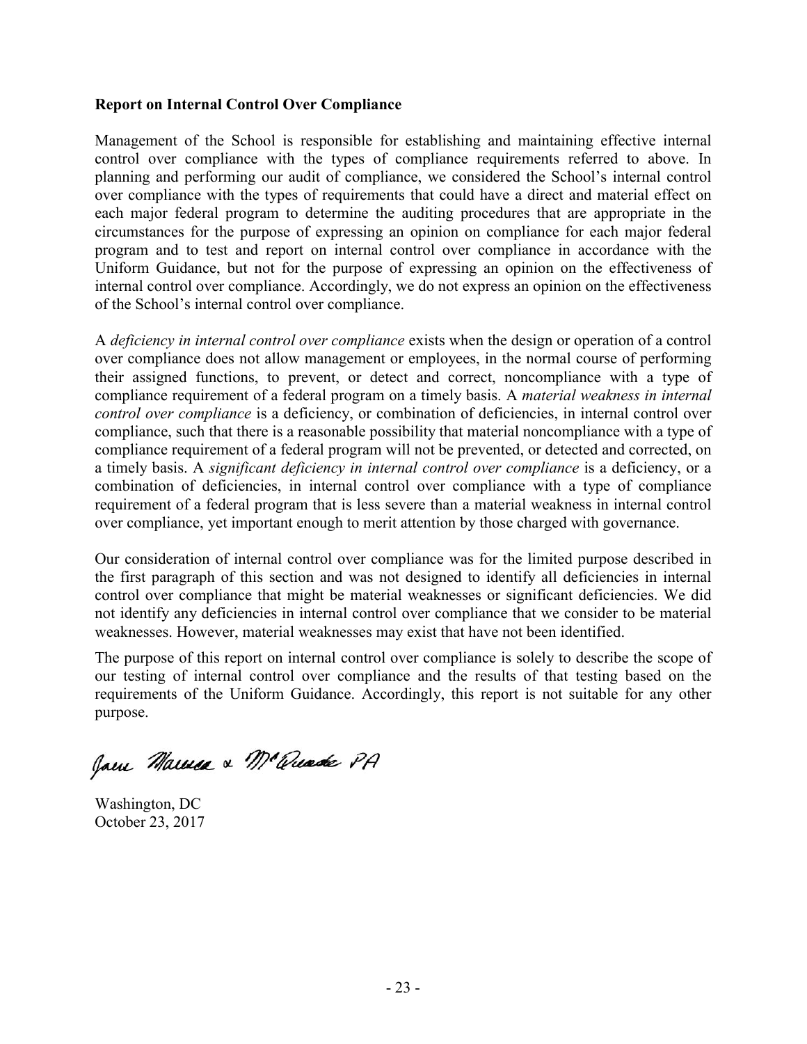**Report on Internal Control Over Compliance**

Management of the School is responsible for establishing and maintaining effective internal control over compliance with the types of compliance requirements referred to above. In planning and performing our audit of compliance, we considered the School's internal control over compliance with the types of requirements that could have a direct and material effect on each major federal program to determine the auditing procedures that are appropriate in the circumstances for the purpose of expressing an opinion on compliance for each major federal program and to test and report on internal control over compliance in accordance with the Uniform Guidance, but not for the purpose of expressing an opinion on the effectiveness of internal control over compliance. Accordingly, we do not express an opinion on the effectiveness of the School's internal control over compliance.

A *deficiency in internal control over compliance* exists when the design or operation of a control over compliance does not allow management or employees, in the normal course of performing their assigned functions, to prevent, or detect and correct, noncompliance with a type of compliance requirement of a federal program on a timely basis. A *material weakness in internal control over compliance* is a deficiency, or combination of deficiencies, in internal control over compliance, such that there is a reasonable possibility that material noncompliance with a type of compliance requirement of a federal program will not be prevented, or detected and corrected, on a timely basis. A *significant deficiency in internal control over compliance* is a deficiency, or a combination of deficiencies, in internal control over compliance with a type of compliance requirement of a federal program that is less severe than a material weakness in internal control over compliance, yet important enough to merit attention by those charged with governance.

Our consideration of internal control over compliance was for the limited purpose described in the first paragraph of this section and was not designed to identify all deficiencies in internal control over compliance that might be material weaknesses or significant deficiencies. We did not identify any deficiencies in internal control over compliance that we consider to be material weaknesses. However, material weaknesses may exist that have not been identified.

The purpose of this report on internal control over compliance is solely to describe the scope of our testing of internal control over compliance and the results of that testing based on the requirements of the Uniform Guidance. Accordingly, this report is not suitable for any other purpose.

Jones Marmon & McQuade PA

Washington, DC
October 23, 2017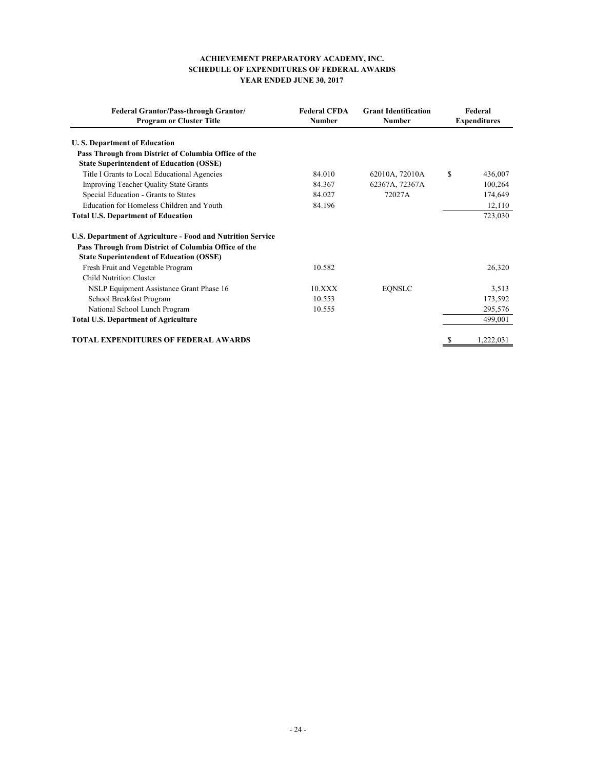# ACHIEVEMENT PREPARATORY ACADEMY, INC.
## SCHEDULE OF EXPENDITURES OF FEDERAL AWARDS
### YEAR ENDED JUNE 30, 2017

| Federal Grantor/Pass-through Grantor/ Program or Cluster Title | Federal CFDA Number | Grant Identification Number | Federal Expenditures |
|---|---|---|---|
| **U. S. Department of Education** | | | |
| **Pass Through from District of Columbia Office of the State Superintendent of Education (OSSE)** | | | |
| Title I Grants to Local Educational Agencies | 84.010 | 62010A, 72010A | $ 436,007 |
| Improving Teacher Quality State Grants | 84.367 | 62367A, 72367A | 100,264 |
| Special Education - Grants to States | 84.027 | 72027A | 174,649 |
| Education for Homeless Children and Youth | 84.196 | | 12,110 |
| **Total U.S. Department of Education** | | | 723,030 |
| **U.S. Department of Agriculture - Food and Nutrition Service** | | | |
| **Pass Through from District of Columbia Office of the State Superintendent of Education (OSSE)** | | | |
| Fresh Fruit and Vegetable Program | 10.582 | | 26,320 |
| Child Nutrition Cluster | | | |
| NSLP Equipment Assistance Grant Phase 16 | 10.XXX | EQNSLC | 3,513 |
| School Breakfast Program | 10.553 | | 173,592 |
| National School Lunch Program | 10.555 | | 295,576 |
| **Total U.S. Department of Agriculture** | | | 499,001 |
| **TOTAL EXPENDITURES OF FEDERAL AWARDS** | | | $ 1,222,031 |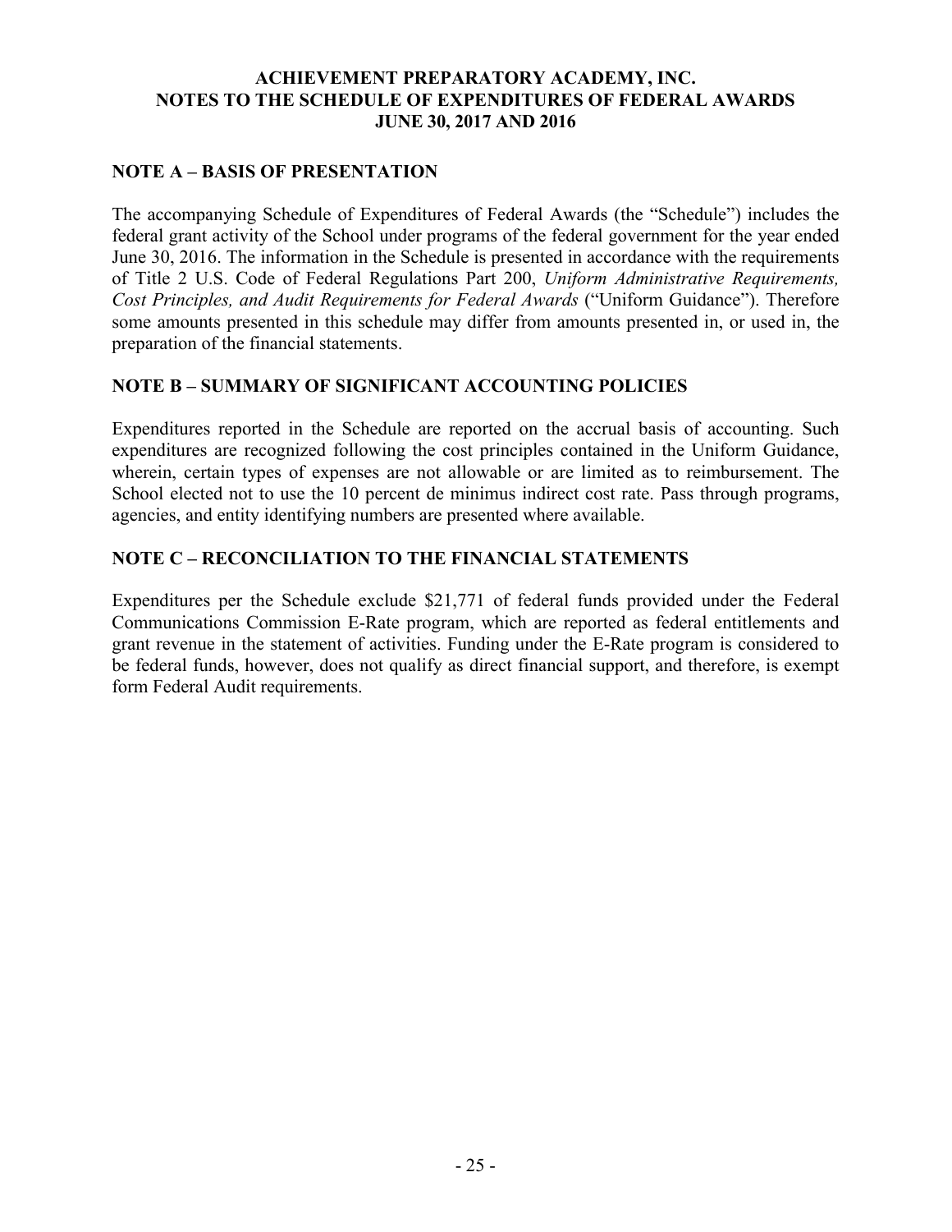**ACHIEVEMENT PREPARATORY ACADEMY, INC.**
**NOTES TO THE SCHEDULE OF EXPENDITURES OF FEDERAL AWARDS**
**JUNE 30, 2017 AND 2016**

## NOTE A – BASIS OF PRESENTATION

The accompanying Schedule of Expenditures of Federal Awards (the "Schedule") includes the federal grant activity of the School under programs of the federal government for the year ended June 30, 2016. The information in the Schedule is presented in accordance with the requirements of Title 2 U.S. Code of Federal Regulations Part 200, *Uniform Administrative Requirements, Cost Principles, and Audit Requirements for Federal Awards* ("Uniform Guidance"). Therefore some amounts presented in this schedule may differ from amounts presented in, or used in, the preparation of the financial statements.

## NOTE B – SUMMARY OF SIGNIFICANT ACCOUNTING POLICIES

Expenditures reported in the Schedule are reported on the accrual basis of accounting. Such expenditures are recognized following the cost principles contained in the Uniform Guidance, wherein, certain types of expenses are not allowable or are limited as to reimbursement. The School elected not to use the 10 percent de minimus indirect cost rate. Pass through programs, agencies, and entity identifying numbers are presented where available.

## NOTE C – RECONCILIATION TO THE FINANCIAL STATEMENTS

Expenditures per the Schedule exclude $21,771 of federal funds provided under the Federal Communications Commission E-Rate program, which are reported as federal entitlements and grant revenue in the statement of activities. Funding under the E-Rate program is considered to be federal funds, however, does not qualify as direct financial support, and therefore, is exempt form Federal Audit requirements.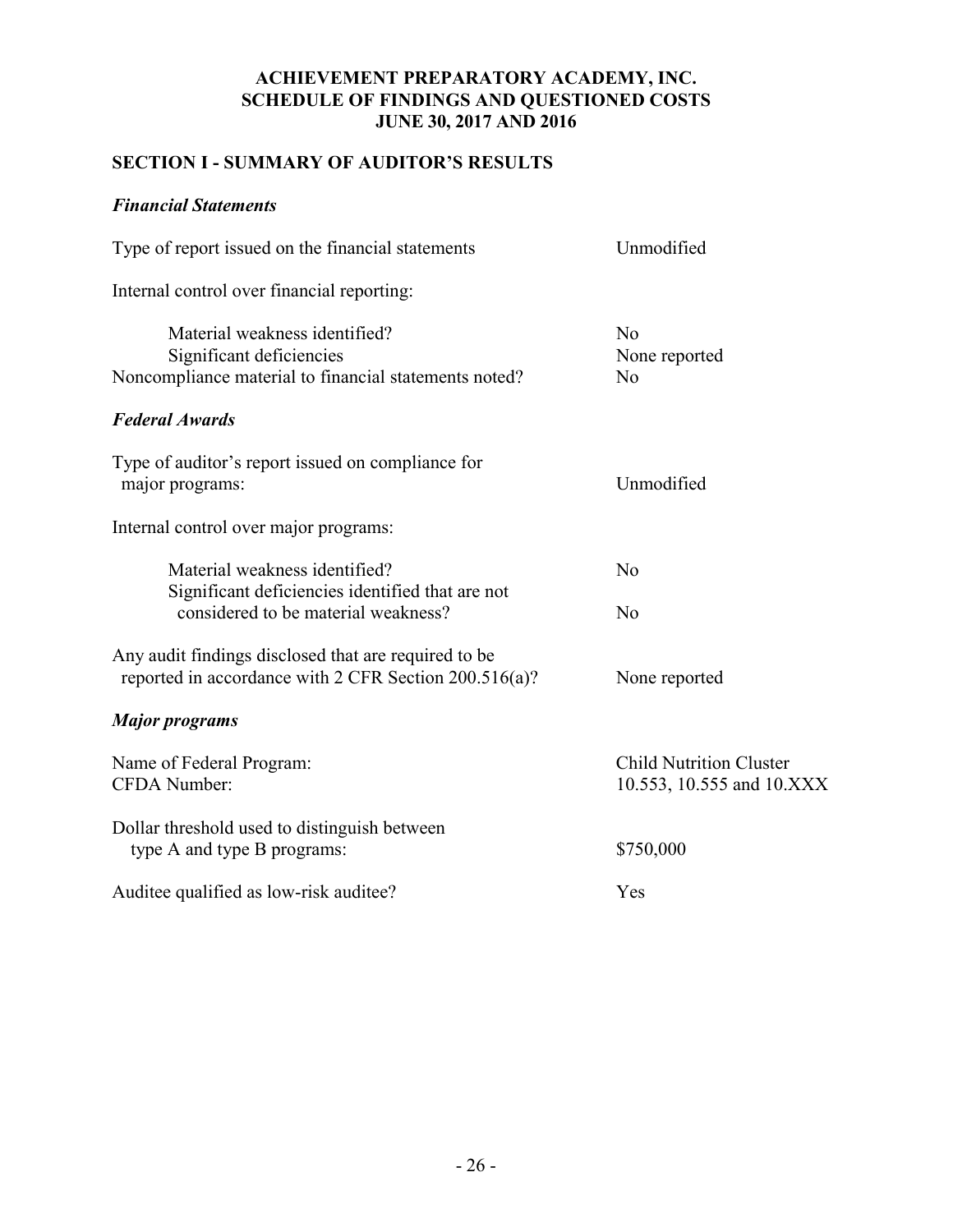# ACHIEVEMENT PREPARATORY ACADEMY, INC.
## SCHEDULE OF FINDINGS AND QUESTIONED COSTS
## JUNE 30, 2017 AND 2016

### SECTION I - SUMMARY OF AUDITOR'S RESULTS

***Financial Statements***

| | |
|---|---|
| Type of report issued on the financial statements | Unmodified |
| Internal control over financial reporting: | |
| Material weakness identified? | No |
| Significant deficiencies | None reported |
| Noncompliance material to financial statements noted? | No |

***Federal Awards***

| | |
|---|---|
| Type of auditor's report issued on compliance for major programs: | Unmodified |
| Internal control over major programs: | |
| Material weakness identified? | No |
| Significant deficiencies identified that are not considered to be material weakness? | No |
| Any audit findings disclosed that are required to be reported in accordance with 2 CFR Section 200.516(a)? | None reported |

***Major programs***

| | |
|---|---|
| Name of Federal Program: | Child Nutrition Cluster |
| CFDA Number: | 10.553, 10.555 and 10.XXX |
| Dollar threshold used to distinguish between type A and type B programs: | $750,000 |
| Auditee qualified as low-risk auditee? | Yes |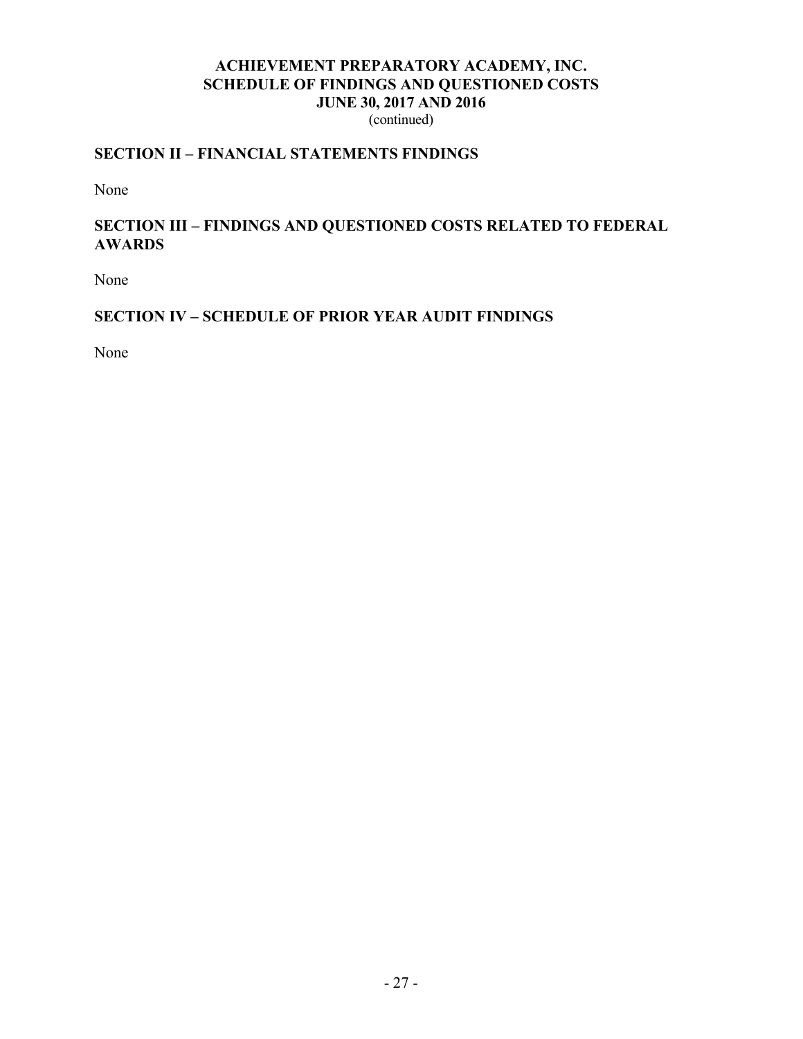# ACHIEVEMENT PREPARATORY ACADEMY, INC.
# SCHEDULE OF FINDINGS AND QUESTIONED COSTS
# JUNE 30, 2017 AND 2016
(continued)

## SECTION II – FINANCIAL STATEMENTS FINDINGS

None

## SECTION III – FINDINGS AND QUESTIONED COSTS RELATED TO FEDERAL AWARDS

None

## SECTION IV – SCHEDULE OF PRIOR YEAR AUDIT FINDINGS

None